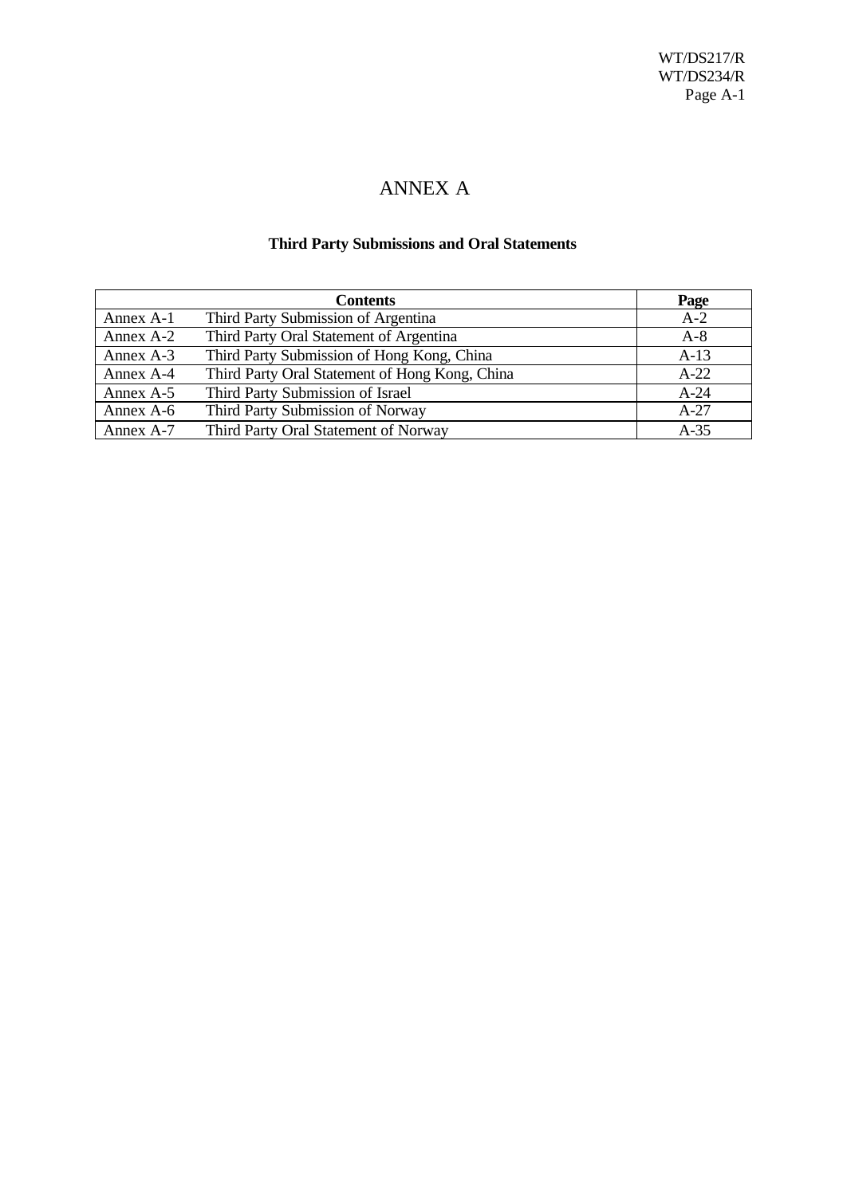# ANNEX A

## Third Party Submissions and Oral Statements

| Contents | | Page |
|---|---|---|
| Annex A-1 | Third Party Submission of Argentina | A-2 |
| Annex A-2 | Third Party Oral Statement of Argentina | A-8 |
| Annex A-3 | Third Party Submission of Hong Kong, China | A-13 |
| Annex A-4 | Third Party Oral Statement of Hong Kong, China | A-22 |
| Annex A-5 | Third Party Submission of Israel | A-24 |
| Annex A-6 | Third Party Submission of Norway | A-27 |
| Annex A-7 | Third Party Oral Statement of Norway | A-35 |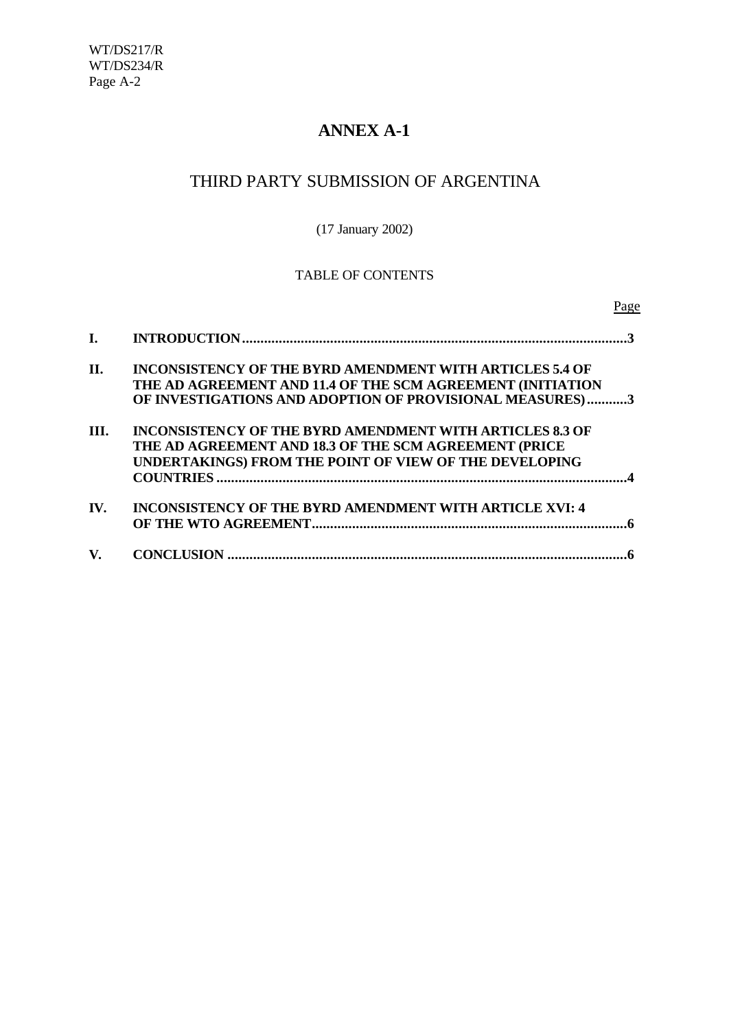# ANNEX A-1

## THIRD PARTY SUBMISSION OF ARGENTINA

(17 January 2002)

TABLE OF CONTENTS

| | | Page |
|---|---|---|
| **I.** | **INTRODUCTION** | **3** |
| **II.** | **INCONSISTENCY OF THE BYRD AMENDMENT WITH ARTICLES 5.4 OF THE AD AGREEMENT AND 11.4 OF THE SCM AGREEMENT (INITIATION OF INVESTIGATIONS AND ADOPTION OF PROVISIONAL MEASURES)** | **3** |
| **III.** | **INCONSISTENCY OF THE BYRD AMENDMENT WITH ARTICLES 8.3 OF THE AD AGREEMENT AND 18.3 OF THE SCM AGREEMENT (PRICE UNDERTAKINGS) FROM THE POINT OF VIEW OF THE DEVELOPING COUNTRIES** | **4** |
| **IV.** | **INCONSISTENCY OF THE BYRD AMENDMENT WITH ARTICLE XVI: 4 OF THE WTO AGREEMENT** | **6** |
| **V.** | **CONCLUSION** | **6** |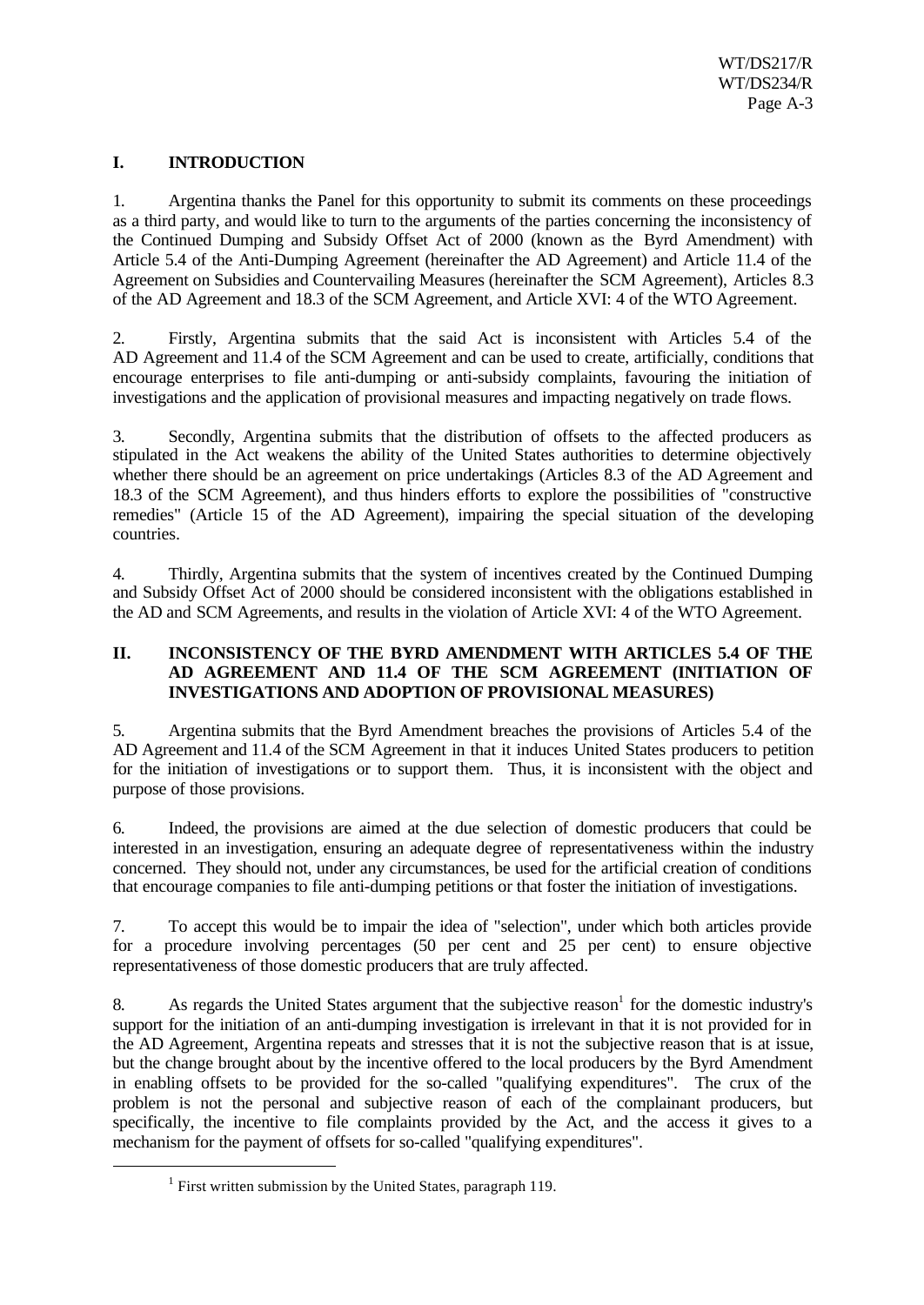## I. INTRODUCTION

1. Argentina thanks the Panel for this opportunity to submit its comments on these proceedings as a third party, and would like to turn to the arguments of the parties concerning the inconsistency of the Continued Dumping and Subsidy Offset Act of 2000 (known as the Byrd Amendment) with Article 5.4 of the Anti-Dumping Agreement (hereinafter the AD Agreement) and Article 11.4 of the Agreement on Subsidies and Countervailing Measures (hereinafter the SCM Agreement), Articles 8.3 of the AD Agreement and 18.3 of the SCM Agreement, and Article XVI: 4 of the WTO Agreement.

2. Firstly, Argentina submits that the said Act is inconsistent with Articles 5.4 of the AD Agreement and 11.4 of the SCM Agreement and can be used to create, artificially, conditions that encourage enterprises to file anti-dumping or anti-subsidy complaints, favouring the initiation of investigations and the application of provisional measures and impacting negatively on trade flows.

3. Secondly, Argentina submits that the distribution of offsets to the affected producers as stipulated in the Act weakens the ability of the United States authorities to determine objectively whether there should be an agreement on price undertakings (Articles 8.3 of the AD Agreement and 18.3 of the SCM Agreement), and thus hinders efforts to explore the possibilities of "constructive remedies" (Article 15 of the AD Agreement), impairing the special situation of the developing countries.

4. Thirdly, Argentina submits that the system of incentives created by the Continued Dumping and Subsidy Offset Act of 2000 should be considered inconsistent with the obligations established in the AD and SCM Agreements, and results in the violation of Article XVI: 4 of the WTO Agreement.

## II. INCONSISTENCY OF THE BYRD AMENDMENT WITH ARTICLES 5.4 OF THE AD AGREEMENT AND 11.4 OF THE SCM AGREEMENT (INITIATION OF INVESTIGATIONS AND ADOPTION OF PROVISIONAL MEASURES)

5. Argentina submits that the Byrd Amendment breaches the provisions of Articles 5.4 of the AD Agreement and 11.4 of the SCM Agreement in that it induces United States producers to petition for the initiation of investigations or to support them. Thus, it is inconsistent with the object and purpose of those provisions.

6. Indeed, the provisions are aimed at the due selection of domestic producers that could be interested in an investigation, ensuring an adequate degree of representativeness within the industry concerned. They should not, under any circumstances, be used for the artificial creation of conditions that encourage companies to file anti-dumping petitions or that foster the initiation of investigations.

7. To accept this would be to impair the idea of "selection", under which both articles provide for a procedure involving percentages (50 per cent and 25 per cent) to ensure objective representativeness of those domestic producers that are truly affected.

8. As regards the United States argument that the subjective reason[1] for the domestic industry's support for the initiation of an anti-dumping investigation is irrelevant in that it is not provided for in the AD Agreement, Argentina repeats and stresses that it is not the subjective reason that is at issue, but the change brought about by the incentive offered to the local producers by the Byrd Amendment in enabling offsets to be provided for the so-called "qualifying expenditures". The crux of the problem is not the personal and subjective reason of each of the complainant producers, but specifically, the incentive to file complaints provided by the Act, and the access it gives to a mechanism for the payment of offsets for so-called "qualifying expenditures".

[1] First written submission by the United States, paragraph 119.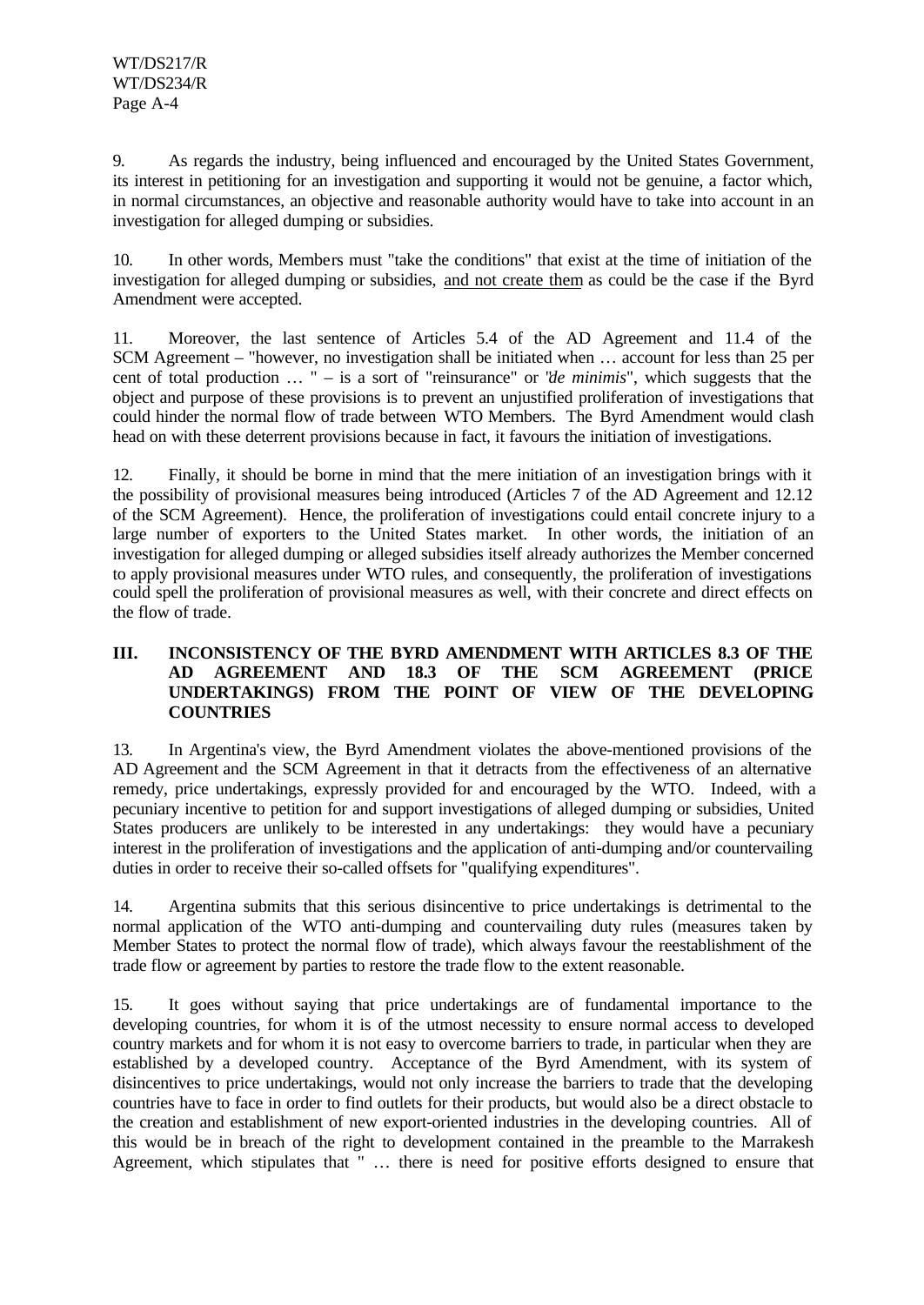9. As regards the industry, being influenced and encouraged by the United States Government, its interest in petitioning for an investigation and supporting it would not be genuine, a factor which, in normal circumstances, an objective and reasonable authority would have to take into account in an investigation for alleged dumping or subsidies.

10. In other words, Members must "take the conditions" that exist at the time of initiation of the investigation for alleged dumping or subsidies, <u>and not create them</u> as could be the case if the Byrd Amendment were accepted.

11. Moreover, the last sentence of Articles 5.4 of the AD Agreement and 11.4 of the SCM Agreement – "however, no investigation shall be initiated when … account for less than 25 per cent of total production … " – is a sort of "reinsurance" or "*de minimis*", which suggests that the object and purpose of these provisions is to prevent an unjustified proliferation of investigations that could hinder the normal flow of trade between WTO Members. The Byrd Amendment would clash head on with these deterrent provisions because in fact, it favours the initiation of investigations.

12. Finally, it should be borne in mind that the mere initiation of an investigation brings with it the possibility of provisional measures being introduced (Articles 7 of the AD Agreement and 12.12 of the SCM Agreement). Hence, the proliferation of investigations could entail concrete injury to a large number of exporters to the United States market. In other words, the initiation of an investigation for alleged dumping or alleged subsidies itself already authorizes the Member concerned to apply provisional measures under WTO rules, and consequently, the proliferation of investigations could spell the proliferation of provisional measures as well, with their concrete and direct effects on the flow of trade.

## III. INCONSISTENCY OF THE BYRD AMENDMENT WITH ARTICLES 8.3 OF THE AD AGREEMENT AND 18.3 OF THE SCM AGREEMENT (PRICE UNDERTAKINGS) FROM THE POINT OF VIEW OF THE DEVELOPING COUNTRIES

13. In Argentina's view, the Byrd Amendment violates the above-mentioned provisions of the AD Agreement and the SCM Agreement in that it detracts from the effectiveness of an alternative remedy, price undertakings, expressly provided for and encouraged by the WTO. Indeed, with a pecuniary incentive to petition for and support investigations of alleged dumping or subsidies, United States producers are unlikely to be interested in any undertakings: they would have a pecuniary interest in the proliferation of investigations and the application of anti-dumping and/or countervailing duties in order to receive their so-called offsets for "qualifying expenditures".

14. Argentina submits that this serious disincentive to price undertakings is detrimental to the normal application of the WTO anti-dumping and countervailing duty rules (measures taken by Member States to protect the normal flow of trade), which always favour the reestablishment of the trade flow or agreement by parties to restore the trade flow to the extent reasonable.

15. It goes without saying that price undertakings are of fundamental importance to the developing countries, for whom it is of the utmost necessity to ensure normal access to developed country markets and for whom it is not easy to overcome barriers to trade, in particular when they are established by a developed country. Acceptance of the Byrd Amendment, with its system of disincentives to price undertakings, would not only increase the barriers to trade that the developing countries have to face in order to find outlets for their products, but would also be a direct obstacle to the creation and establishment of new export-oriented industries in the developing countries. All of this would be in breach of the right to development contained in the preamble to the Marrakesh Agreement, which stipulates that " … there is need for positive efforts designed to ensure that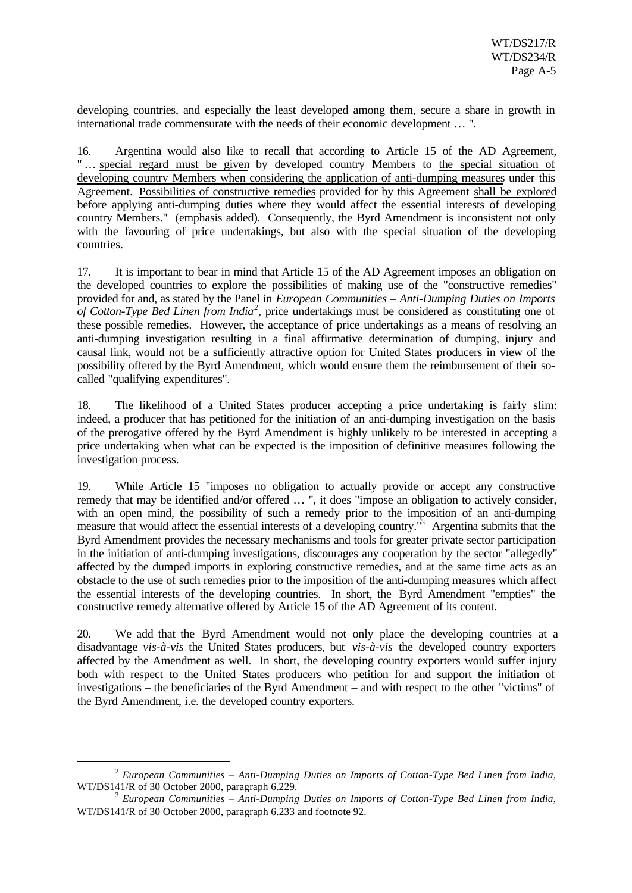developing countries, and especially the least developed among them, secure a share in growth in international trade commensurate with the needs of their economic development … ".

16. Argentina would also like to recall that according to Article 15 of the AD Agreement, " … <u>special regard must be given</u> by developed country Members to <u>the special situation of developing country Members when considering the application of anti-dumping measures</u> under this Agreement. <u>Possibilities of constructive remedies</u> provided for by this Agreement <u>shall be explored</u> before applying anti-dumping duties where they would affect the essential interests of developing country Members." (emphasis added). Consequently, the Byrd Amendment is inconsistent not only with the favouring of price undertakings, but also with the special situation of the developing countries.

17. It is important to bear in mind that Article 15 of the AD Agreement imposes an obligation on the developed countries to explore the possibilities of making use of the "constructive remedies" provided for and, as stated by the Panel in *European Communities – Anti-Dumping Duties on Imports of Cotton-Type Bed Linen from India*[2], price undertakings must be considered as constituting one of these possible remedies. However, the acceptance of price undertakings as a means of resolving an anti-dumping investigation resulting in a final affirmative determination of dumping, injury and causal link, would not be a sufficiently attractive option for United States producers in view of the possibility offered by the Byrd Amendment, which would ensure them the reimbursement of their so-called "qualifying expenditures".

18. The likelihood of a United States producer accepting a price undertaking is fairly slim: indeed, a producer that has petitioned for the initiation of an anti-dumping investigation on the basis of the prerogative offered by the Byrd Amendment is highly unlikely to be interested in accepting a price undertaking when what can be expected is the imposition of definitive measures following the investigation process.

19. While Article 15 "imposes no obligation to actually provide or accept any constructive remedy that may be identified and/or offered … ", it does "impose an obligation to actively consider, with an open mind, the possibility of such a remedy prior to the imposition of an anti-dumping measure that would affect the essential interests of a developing country."[3] Argentina submits that the Byrd Amendment provides the necessary mechanisms and tools for greater private sector participation in the initiation of anti-dumping investigations, discourages any cooperation by the sector "allegedly" affected by the dumped imports in exploring constructive remedies, and at the same time acts as an obstacle to the use of such remedies prior to the imposition of the anti-dumping measures which affect the essential interests of the developing countries. In short, the Byrd Amendment "empties" the constructive remedy alternative offered by Article 15 of the AD Agreement of its content.

20. We add that the Byrd Amendment would not only place the developing countries at a disadvantage *vis-à-vis* the United States producers, but *vis-à-vis* the developed country exporters affected by the Amendment as well. In short, the developing country exporters would suffer injury both with respect to the United States producers who petition for and support the initiation of investigations – the beneficiaries of the Byrd Amendment – and with respect to the other "victims" of the Byrd Amendment, i.e. the developed country exporters.

---

[2] *European Communities – Anti-Dumping Duties on Imports of Cotton-Type Bed Linen from India*, WT/DS141/R of 30 October 2000, paragraph 6.229.

[3] *European Communities – Anti-Dumping Duties on Imports of Cotton-Type Bed Linen from India*, WT/DS141/R of 30 October 2000, paragraph 6.233 and footnote 92.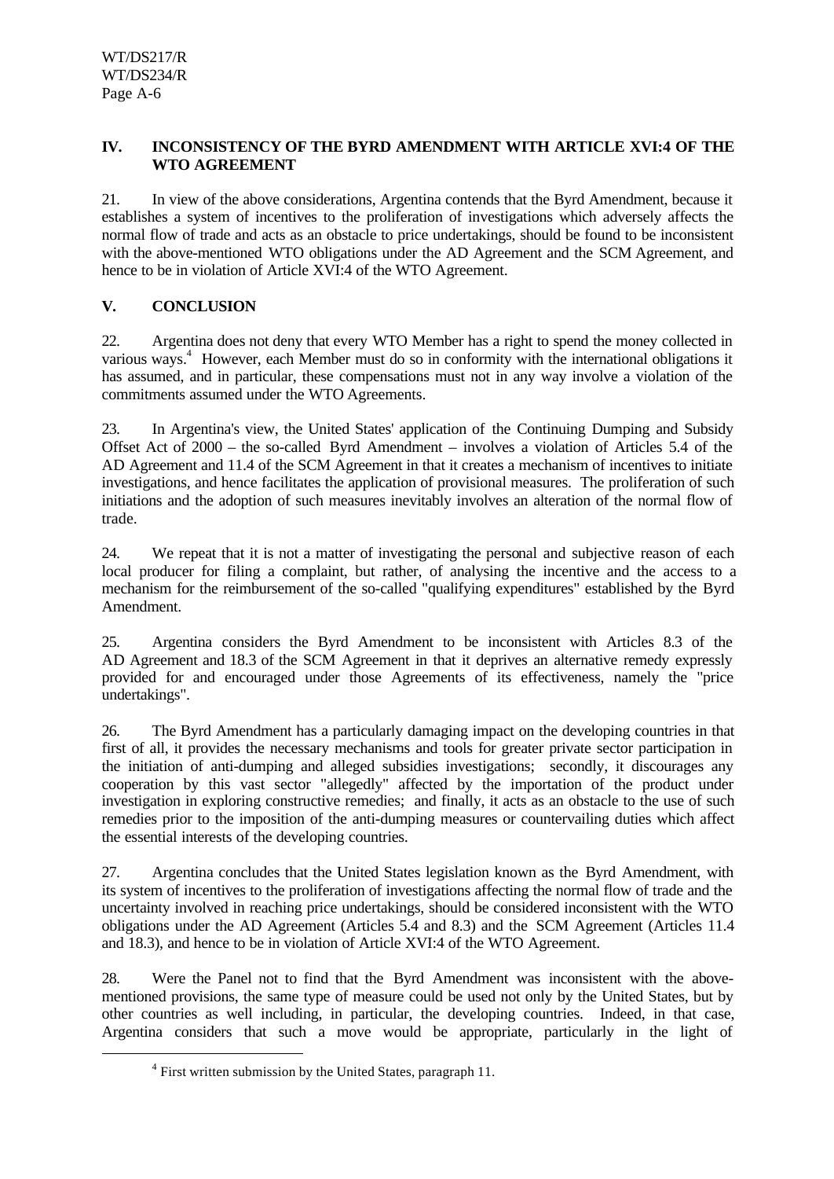## IV. INCONSISTENCY OF THE BYRD AMENDMENT WITH ARTICLE XVI:4 OF THE WTO AGREEMENT

21. In view of the above considerations, Argentina contends that the Byrd Amendment, because it establishes a system of incentives to the proliferation of investigations which adversely affects the normal flow of trade and acts as an obstacle to price undertakings, should be found to be inconsistent with the above-mentioned WTO obligations under the AD Agreement and the SCM Agreement, and hence to be in violation of Article XVI:4 of the WTO Agreement.

## V. CONCLUSION

22. Argentina does not deny that every WTO Member has a right to spend the money collected in various ways.[4] However, each Member must do so in conformity with the international obligations it has assumed, and in particular, these compensations must not in any way involve a violation of the commitments assumed under the WTO Agreements.

23. In Argentina's view, the United States' application of the Continuing Dumping and Subsidy Offset Act of 2000 – the so-called Byrd Amendment – involves a violation of Articles 5.4 of the AD Agreement and 11.4 of the SCM Agreement in that it creates a mechanism of incentives to initiate investigations, and hence facilitates the application of provisional measures. The proliferation of such initiations and the adoption of such measures inevitably involves an alteration of the normal flow of trade.

24. We repeat that it is not a matter of investigating the personal and subjective reason of each local producer for filing a complaint, but rather, of analysing the incentive and the access to a mechanism for the reimbursement of the so-called "qualifying expenditures" established by the Byrd Amendment.

25. Argentina considers the Byrd Amendment to be inconsistent with Articles 8.3 of the AD Agreement and 18.3 of the SCM Agreement in that it deprives an alternative remedy expressly provided for and encouraged under those Agreements of its effectiveness, namely the "price undertakings".

26. The Byrd Amendment has a particularly damaging impact on the developing countries in that first of all, it provides the necessary mechanisms and tools for greater private sector participation in the initiation of anti-dumping and alleged subsidies investigations; secondly, it discourages any cooperation by this vast sector "allegedly" affected by the importation of the product under investigation in exploring constructive remedies; and finally, it acts as an obstacle to the use of such remedies prior to the imposition of the anti-dumping measures or countervailing duties which affect the essential interests of the developing countries.

27. Argentina concludes that the United States legislation known as the Byrd Amendment, with its system of incentives to the proliferation of investigations affecting the normal flow of trade and the uncertainty involved in reaching price undertakings, should be considered inconsistent with the WTO obligations under the AD Agreement (Articles 5.4 and 8.3) and the SCM Agreement (Articles 11.4 and 18.3), and hence to be in violation of Article XVI:4 of the WTO Agreement.

28. Were the Panel not to find that the Byrd Amendment was inconsistent with the above-mentioned provisions, the same type of measure could be used not only by the United States, but by other countries as well including, in particular, the developing countries. Indeed, in that case, Argentina considers that such a move would be appropriate, particularly in the light of

---

[4] First written submission by the United States, paragraph 11.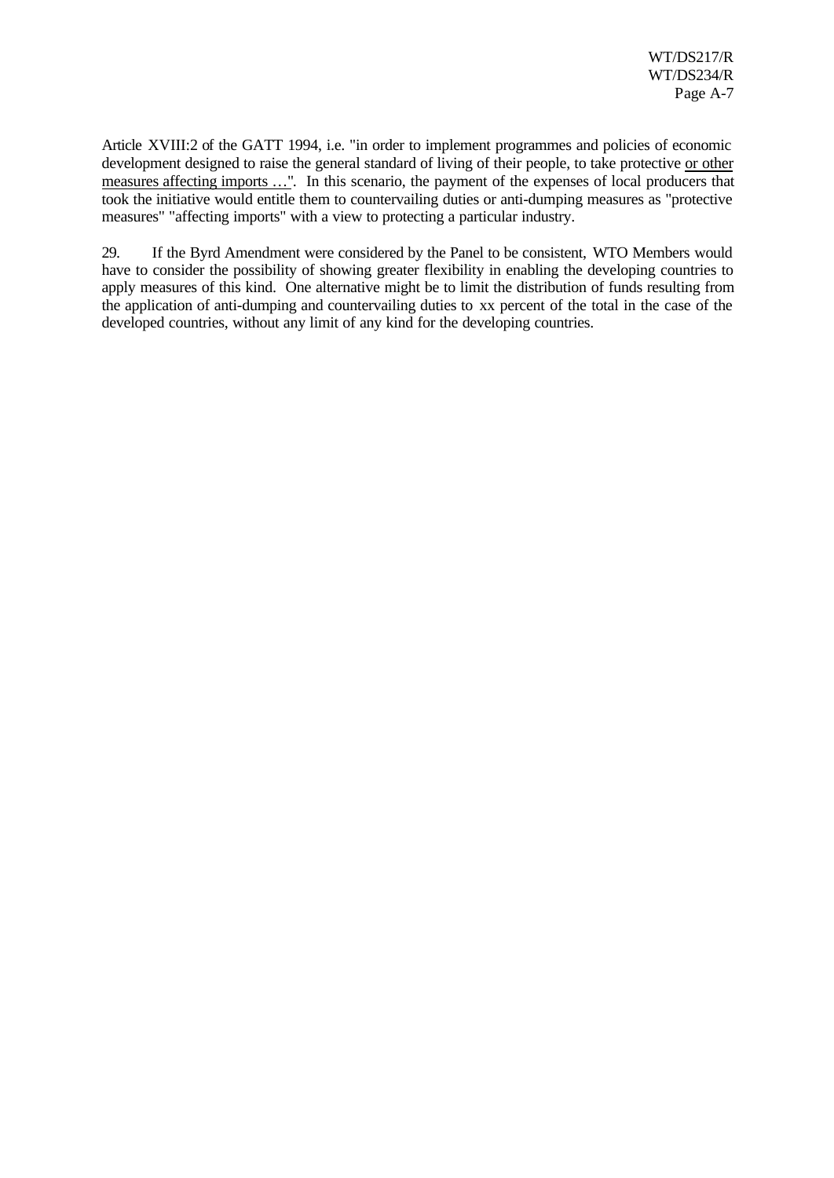Article XVIII:2 of the GATT 1994, i.e. "in order to implement programmes and policies of economic development designed to raise the general standard of living of their people, to take protective <u>or other measures affecting imports …</u>". In this scenario, the payment of the expenses of local producers that took the initiative would entitle them to countervailing duties or anti-dumping measures as "protective measures" "affecting imports" with a view to protecting a particular industry.

29. If the Byrd Amendment were considered by the Panel to be consistent, WTO Members would have to consider the possibility of showing greater flexibility in enabling the developing countries to apply measures of this kind. One alternative might be to limit the distribution of funds resulting from the application of anti-dumping and countervailing duties to xx percent of the total in the case of the developed countries, without any limit of any kind for the developing countries.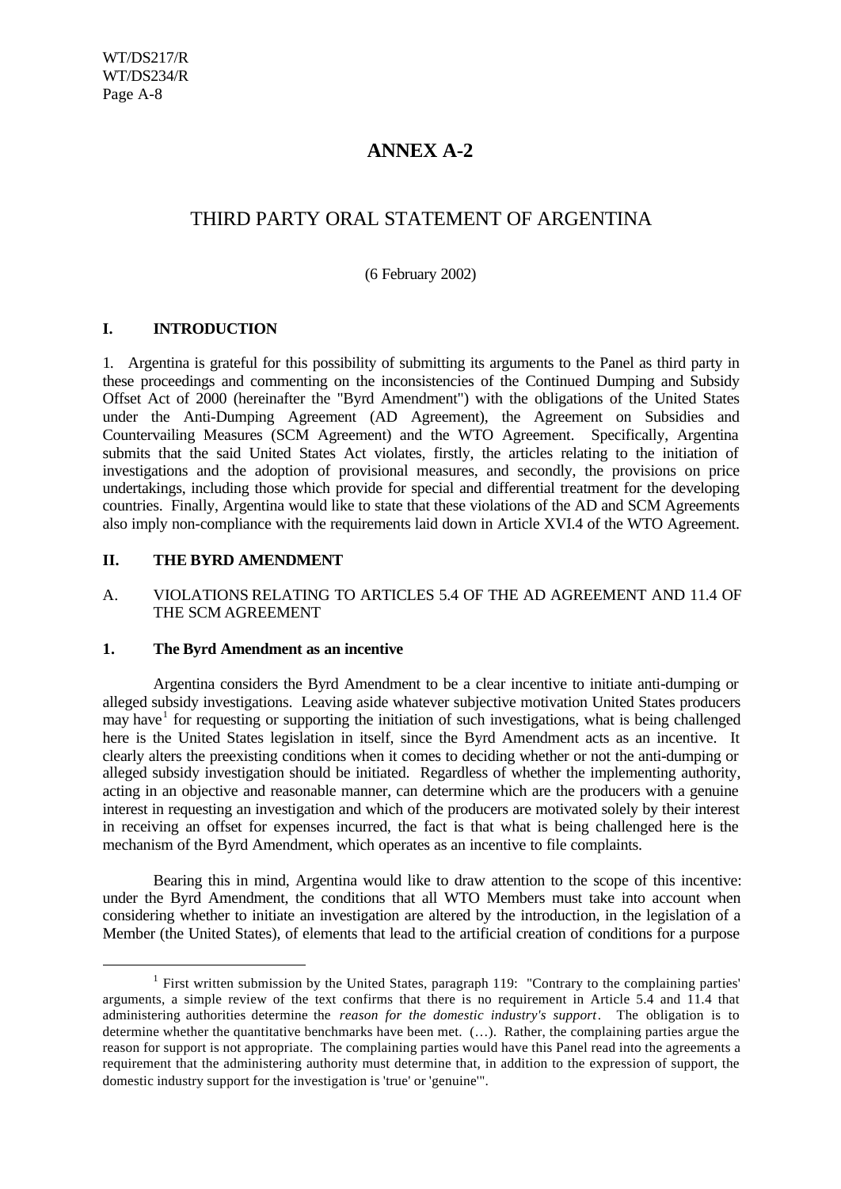# ANNEX A-2

## THIRD PARTY ORAL STATEMENT OF ARGENTINA

(6 February 2002)

### I. INTRODUCTION

1. Argentina is grateful for this possibility of submitting its arguments to the Panel as third party in these proceedings and commenting on the inconsistencies of the Continued Dumping and Subsidy Offset Act of 2000 (hereinafter the "Byrd Amendment") with the obligations of the United States under the Anti-Dumping Agreement (AD Agreement), the Agreement on Subsidies and Countervailing Measures (SCM Agreement) and the WTO Agreement. Specifically, Argentina submits that the said United States Act violates, firstly, the articles relating to the initiation of investigations and the adoption of provisional measures, and secondly, the provisions on price undertakings, including those which provide for special and differential treatment for the developing countries. Finally, Argentina would like to state that these violations of the AD and SCM Agreements also imply non-compliance with the requirements laid down in Article XVI.4 of the WTO Agreement.

### II. THE BYRD AMENDMENT

#### A. VIOLATIONS RELATING TO ARTICLES 5.4 OF THE AD AGREEMENT AND 11.4 OF THE SCM AGREEMENT

##### 1. The Byrd Amendment as an incentive

Argentina considers the Byrd Amendment to be a clear incentive to initiate anti-dumping or alleged subsidy investigations. Leaving aside whatever subjective motivation United States producers may have[1] for requesting or supporting the initiation of such investigations, what is being challenged here is the United States legislation in itself, since the Byrd Amendment acts as an incentive. It clearly alters the preexisting conditions when it comes to deciding whether or not the anti-dumping or alleged subsidy investigation should be initiated. Regardless of whether the implementing authority, acting in an objective and reasonable manner, can determine which are the producers with a genuine interest in requesting an investigation and which of the producers are motivated solely by their interest in receiving an offset for expenses incurred, the fact is that what is being challenged here is the mechanism of the Byrd Amendment, which operates as an incentive to file complaints.

Bearing this in mind, Argentina would like to draw attention to the scope of this incentive: under the Byrd Amendment, the conditions that all WTO Members must take into account when considering whether to initiate an investigation are altered by the introduction, in the legislation of a Member (the United States), of elements that lead to the artificial creation of conditions for a purpose

---

[1] First written submission by the United States, paragraph 119: "Contrary to the complaining parties' arguments, a simple review of the text confirms that there is no requirement in Article 5.4 and 11.4 that administering authorities determine the *reason for the domestic industry's support*. The obligation is to determine whether the quantitative benchmarks have been met. (…). Rather, the complaining parties argue the reason for support is not appropriate. The complaining parties would have this Panel read into the agreements a requirement that the administering authority must determine that, in addition to the expression of support, the domestic industry support for the investigation is 'true' or 'genuine'".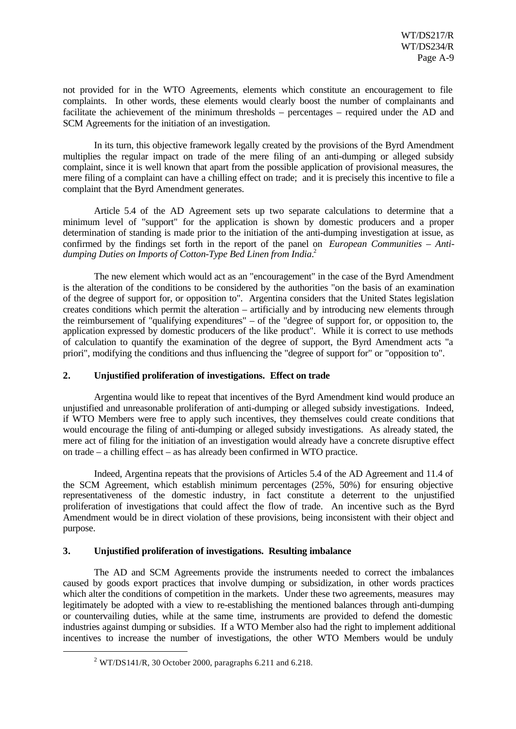not provided for in the WTO Agreements, elements which constitute an encouragement to file complaints. In other words, these elements would clearly boost the number of complainants and facilitate the achievement of the minimum thresholds – percentages – required under the AD and SCM Agreements for the initiation of an investigation.

In its turn, this objective framework legally created by the provisions of the Byrd Amendment multiplies the regular impact on trade of the mere filing of an anti-dumping or alleged subsidy complaint, since it is well known that apart from the possible application of provisional measures, the mere filing of a complaint can have a chilling effect on trade; and it is precisely this incentive to file a complaint that the Byrd Amendment generates.

Article 5.4 of the AD Agreement sets up two separate calculations to determine that a minimum level of "support" for the application is shown by domestic producers and a proper determination of standing is made prior to the initiation of the anti-dumping investigation at issue, as confirmed by the findings set forth in the report of the panel on *European Communities – Anti-dumping Duties on Imports of Cotton-Type Bed Linen from India*.[2]

The new element which would act as an "encouragement" in the case of the Byrd Amendment is the alteration of the conditions to be considered by the authorities "on the basis of an examination of the degree of support for, or opposition to". Argentina considers that the United States legislation creates conditions which permit the alteration – artificially and by introducing new elements through the reimbursement of "qualifying expenditures" – of the "degree of support for, or opposition to, the application expressed by domestic producers of the like product". While it is correct to use methods of calculation to quantify the examination of the degree of support, the Byrd Amendment acts "a priori", modifying the conditions and thus influencing the "degree of support for" or "opposition to".

### 2. Unjustified proliferation of investigations. Effect on trade

Argentina would like to repeat that incentives of the Byrd Amendment kind would produce an unjustified and unreasonable proliferation of anti-dumping or alleged subsidy investigations. Indeed, if WTO Members were free to apply such incentives, they themselves could create conditions that would encourage the filing of anti-dumping or alleged subsidy investigations. As already stated, the mere act of filing for the initiation of an investigation would already have a concrete disruptive effect on trade – a chilling effect – as has already been confirmed in WTO practice.

Indeed, Argentina repeats that the provisions of Articles 5.4 of the AD Agreement and 11.4 of the SCM Agreement, which establish minimum percentages (25%, 50%) for ensuring objective representativeness of the domestic industry, in fact constitute a deterrent to the unjustified proliferation of investigations that could affect the flow of trade. An incentive such as the Byrd Amendment would be in direct violation of these provisions, being inconsistent with their object and purpose.

### 3. Unjustified proliferation of investigations. Resulting imbalance

The AD and SCM Agreements provide the instruments needed to correct the imbalances caused by goods export practices that involve dumping or subsidization, in other words practices which alter the conditions of competition in the markets. Under these two agreements, measures may legitimately be adopted with a view to re-establishing the mentioned balances through anti-dumping or countervailing duties, while at the same time, instruments are provided to defend the domestic industries against dumping or subsidies. If a WTO Member also had the right to implement additional incentives to increase the number of investigations, the other WTO Members would be unduly

[2] WT/DS141/R, 30 October 2000, paragraphs 6.211 and 6.218.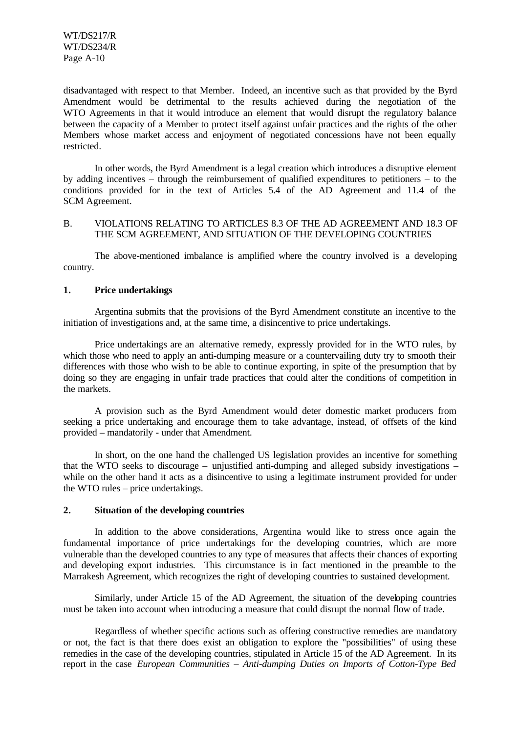disadvantaged with respect to that Member. Indeed, an incentive such as that provided by the Byrd Amendment would be detrimental to the results achieved during the negotiation of the WTO Agreements in that it would introduce an element that would disrupt the regulatory balance between the capacity of a Member to protect itself against unfair practices and the rights of the other Members whose market access and enjoyment of negotiated concessions have not been equally restricted.

In other words, the Byrd Amendment is a legal creation which introduces a disruptive element by adding incentives – through the reimbursement of qualified expenditures to petitioners – to the conditions provided for in the text of Articles 5.4 of the AD Agreement and 11.4 of the SCM Agreement.

## B. VIOLATIONS RELATING TO ARTICLES 8.3 OF THE AD AGREEMENT AND 18.3 OF THE SCM AGREEMENT, AND SITUATION OF THE DEVELOPING COUNTRIES

The above-mentioned imbalance is amplified where the country involved is a developing country.

### 1. Price undertakings

Argentina submits that the provisions of the Byrd Amendment constitute an incentive to the initiation of investigations and, at the same time, a disincentive to price undertakings.

Price undertakings are an alternative remedy, expressly provided for in the WTO rules, by which those who need to apply an anti-dumping measure or a countervailing duty try to smooth their differences with those who wish to be able to continue exporting, in spite of the presumption that by doing so they are engaging in unfair trade practices that could alter the conditions of competition in the markets.

A provision such as the Byrd Amendment would deter domestic market producers from seeking a price undertaking and encourage them to take advantage, instead, of offsets of the kind provided – mandatorily - under that Amendment.

In short, on the one hand the challenged US legislation provides an incentive for something that the WTO seeks to discourage – unjustified anti-dumping and alleged subsidy investigations – while on the other hand it acts as a disincentive to using a legitimate instrument provided for under the WTO rules – price undertakings.

### 2. Situation of the developing countries

In addition to the above considerations, Argentina would like to stress once again the fundamental importance of price undertakings for the developing countries, which are more vulnerable than the developed countries to any type of measures that affects their chances of exporting and developing export industries. This circumstance is in fact mentioned in the preamble to the Marrakesh Agreement, which recognizes the right of developing countries to sustained development.

Similarly, under Article 15 of the AD Agreement, the situation of the developing countries must be taken into account when introducing a measure that could disrupt the normal flow of trade.

Regardless of whether specific actions such as offering constructive remedies are mandatory or not, the fact is that there does exist an obligation to explore the "possibilities" of using these remedies in the case of the developing countries, stipulated in Article 15 of the AD Agreement. In its report in the case *European Communities – Anti-dumping Duties on Imports of Cotton-Type Bed*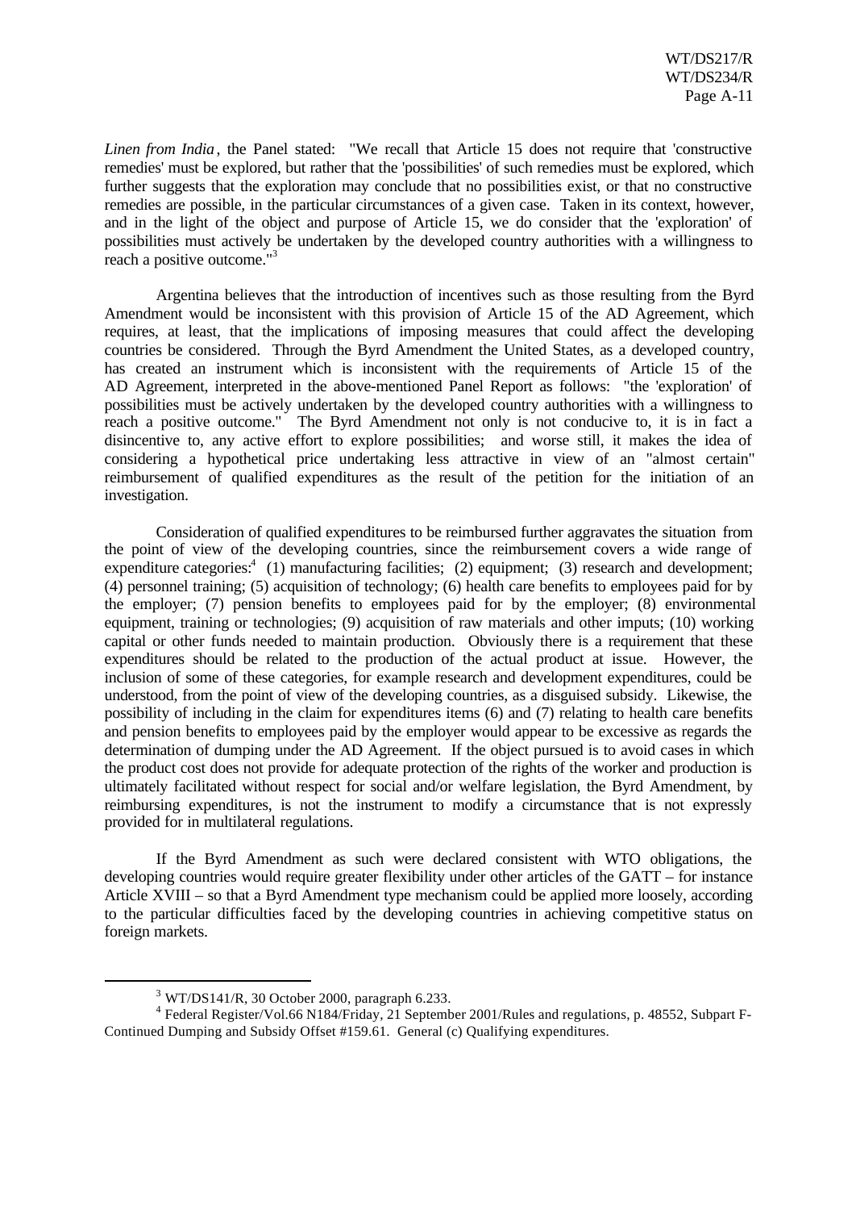*Linen from India*, the Panel stated: "We recall that Article 15 does not require that 'constructive remedies' must be explored, but rather that the 'possibilities' of such remedies must be explored, which further suggests that the exploration may conclude that no possibilities exist, or that no constructive remedies are possible, in the particular circumstances of a given case. Taken in its context, however, and in the light of the object and purpose of Article 15, we do consider that the 'exploration' of possibilities must actively be undertaken by the developed country authorities with a willingness to reach a positive outcome."[3]

Argentina believes that the introduction of incentives such as those resulting from the Byrd Amendment would be inconsistent with this provision of Article 15 of the AD Agreement, which requires, at least, that the implications of imposing measures that could affect the developing countries be considered. Through the Byrd Amendment the United States, as a developed country, has created an instrument which is inconsistent with the requirements of Article 15 of the AD Agreement, interpreted in the above-mentioned Panel Report as follows: "the 'exploration' of possibilities must be actively undertaken by the developed country authorities with a willingness to reach a positive outcome." The Byrd Amendment not only is not conducive to, it is in fact a disincentive to, any active effort to explore possibilities; and worse still, it makes the idea of considering a hypothetical price undertaking less attractive in view of an "almost certain" reimbursement of qualified expenditures as the result of the petition for the initiation of an investigation.

Consideration of qualified expenditures to be reimbursed further aggravates the situation from the point of view of the developing countries, since the reimbursement covers a wide range of expenditure categories:[4] (1) manufacturing facilities; (2) equipment; (3) research and development; (4) personnel training; (5) acquisition of technology; (6) health care benefits to employees paid for by the employer; (7) pension benefits to employees paid for by the employer; (8) environmental equipment, training or technologies; (9) acquisition of raw materials and other imputs; (10) working capital or other funds needed to maintain production. Obviously there is a requirement that these expenditures should be related to the production of the actual product at issue. However, the inclusion of some of these categories, for example research and development expenditures, could be understood, from the point of view of the developing countries, as a disguised subsidy. Likewise, the possibility of including in the claim for expenditures items (6) and (7) relating to health care benefits and pension benefits to employees paid by the employer would appear to be excessive as regards the determination of dumping under the AD Agreement. If the object pursued is to avoid cases in which the product cost does not provide for adequate protection of the rights of the worker and production is ultimately facilitated without respect for social and/or welfare legislation, the Byrd Amendment, by reimbursing expenditures, is not the instrument to modify a circumstance that is not expressly provided for in multilateral regulations.

If the Byrd Amendment as such were declared consistent with WTO obligations, the developing countries would require greater flexibility under other articles of the GATT – for instance Article XVIII – so that a Byrd Amendment type mechanism could be applied more loosely, according to the particular difficulties faced by the developing countries in achieving competitive status on foreign markets.

---

[3] WT/DS141/R, 30 October 2000, paragraph 6.233.

[4] Federal Register/Vol.66 N184/Friday, 21 September 2001/Rules and regulations, p. 48552, Subpart F- Continued Dumping and Subsidy Offset #159.61. General (c) Qualifying expenditures.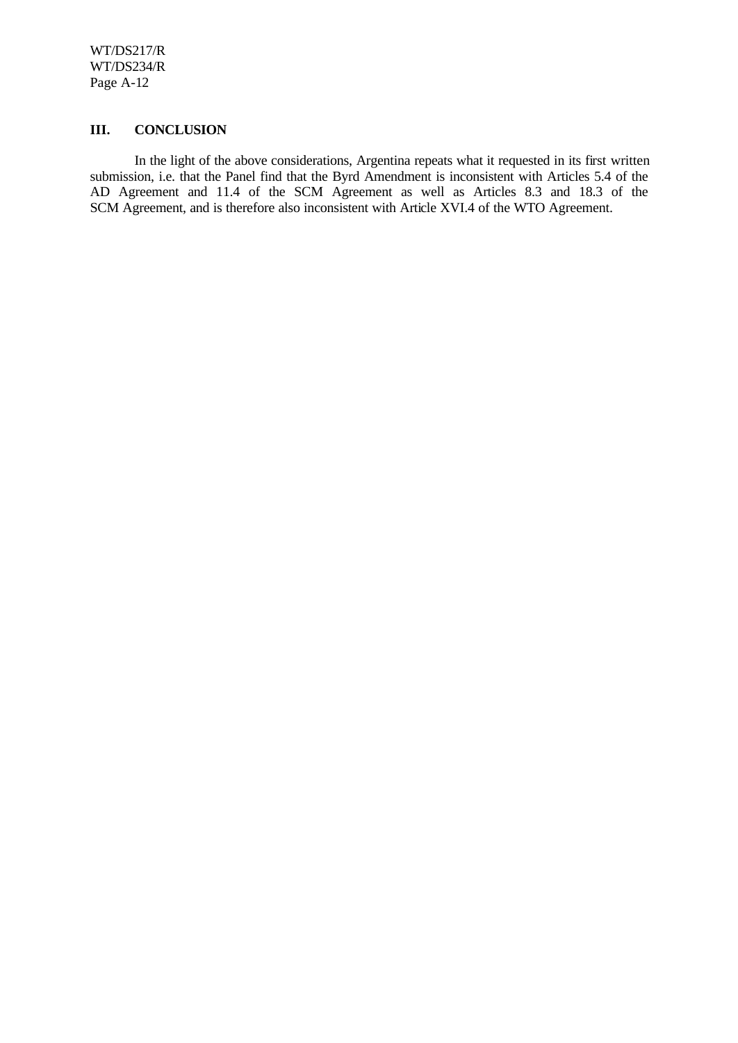## III. CONCLUSION

In the light of the above considerations, Argentina repeats what it requested in its first written submission, i.e. that the Panel find that the Byrd Amendment is inconsistent with Articles 5.4 of the AD Agreement and 11.4 of the SCM Agreement as well as Articles 8.3 and 18.3 of the SCM Agreement, and is therefore also inconsistent with Article XVI.4 of the WTO Agreement.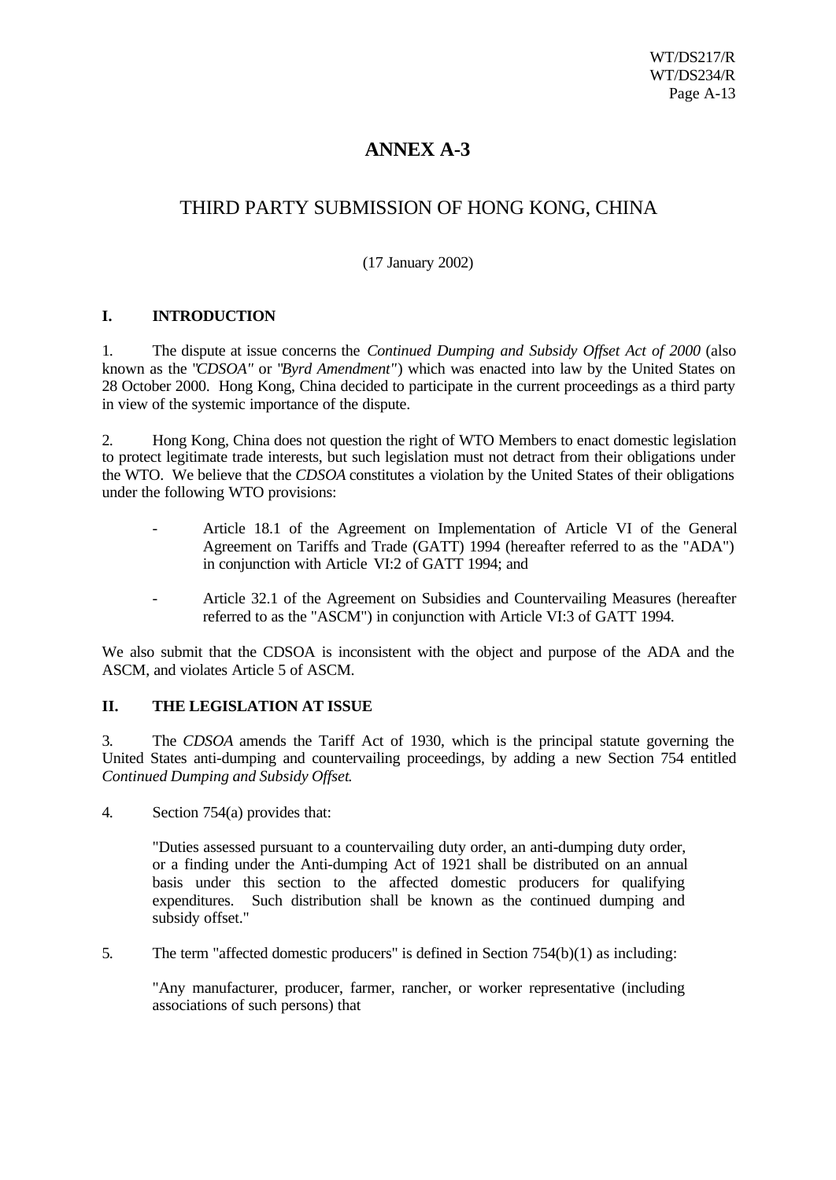# ANNEX A-3

## THIRD PARTY SUBMISSION OF HONG KONG, CHINA

(17 January 2002)

### I. INTRODUCTION

1. The dispute at issue concerns the *Continued Dumping and Subsidy Offset Act of 2000* (also known as the "*CDSOA*" or "*Byrd Amendment*") which was enacted into law by the United States on 28 October 2000. Hong Kong, China decided to participate in the current proceedings as a third party in view of the systemic importance of the dispute.

2. Hong Kong, China does not question the right of WTO Members to enact domestic legislation to protect legitimate trade interests, but such legislation must not detract from their obligations under the WTO. We believe that the *CDSOA* constitutes a violation by the United States of their obligations under the following WTO provisions:

- Article 18.1 of the Agreement on Implementation of Article VI of the General Agreement on Tariffs and Trade (GATT) 1994 (hereafter referred to as the "ADA") in conjunction with Article VI:2 of GATT 1994; and
- Article 32.1 of the Agreement on Subsidies and Countervailing Measures (hereafter referred to as the "ASCM") in conjunction with Article VI:3 of GATT 1994.

We also submit that the CDSOA is inconsistent with the object and purpose of the ADA and the ASCM, and violates Article 5 of ASCM.

### II. THE LEGISLATION AT ISSUE

3. The *CDSOA* amends the Tariff Act of 1930, which is the principal statute governing the United States anti-dumping and countervailing proceedings, by adding a new Section 754 entitled *Continued Dumping and Subsidy Offset*.

4. Section 754(a) provides that:

> "Duties assessed pursuant to a countervailing duty order, an anti-dumping duty order, or a finding under the Anti-dumping Act of 1921 shall be distributed on an annual basis under this section to the affected domestic producers for qualifying expenditures. Such distribution shall be known as the continued dumping and subsidy offset."

5. The term "affected domestic producers" is defined in Section 754(b)(1) as including:

> "Any manufacturer, producer, farmer, rancher, or worker representative (including associations of such persons) that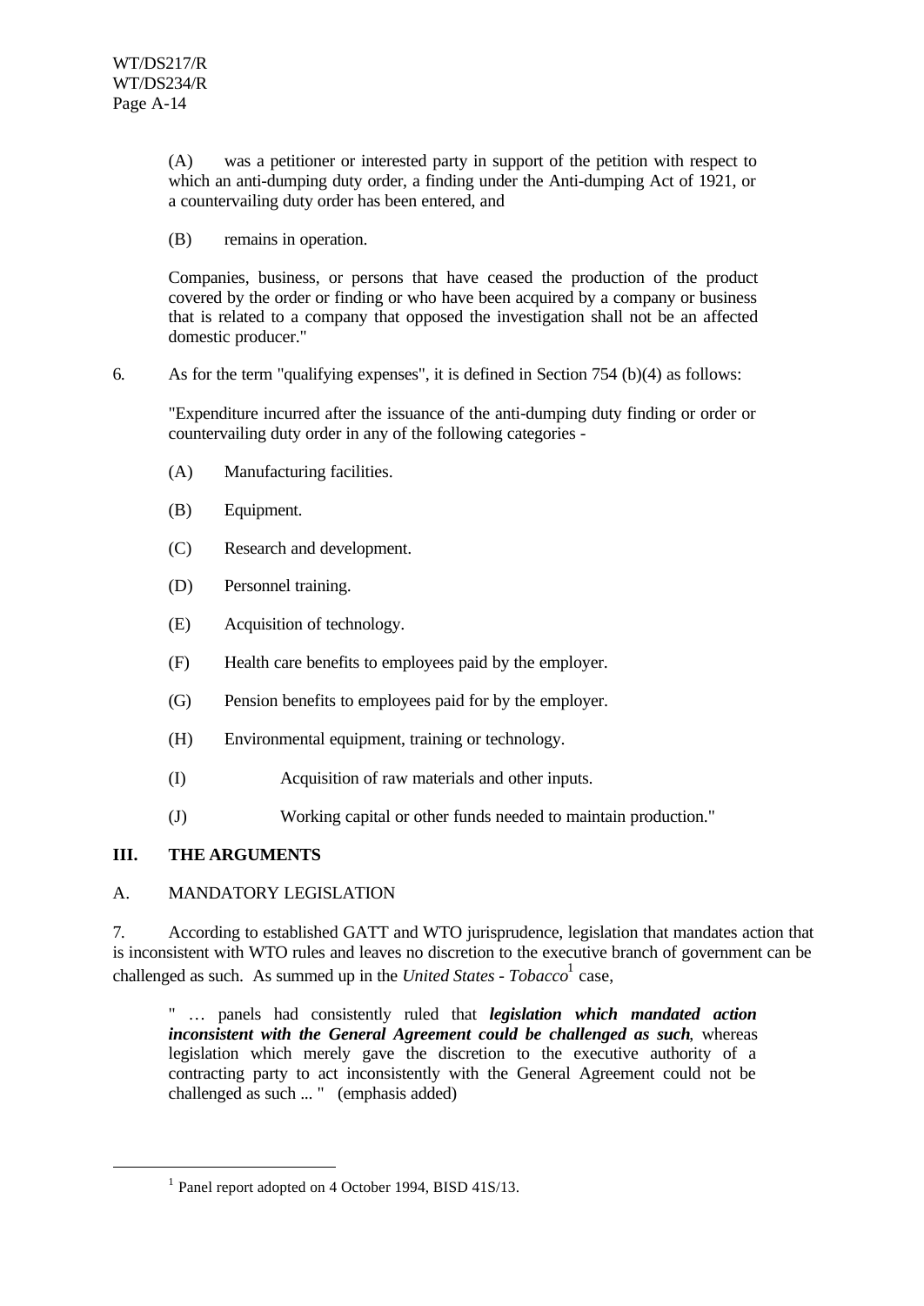(A) was a petitioner or interested party in support of the petition with respect to which an anti-dumping duty order, a finding under the Anti-dumping Act of 1921, or a countervailing duty order has been entered, and

(B) remains in operation.

Companies, business, or persons that have ceased the production of the product covered by the order or finding or who have been acquired by a company or business that is related to a company that opposed the investigation shall not be an affected domestic producer."

6. As for the term "qualifying expenses", it is defined in Section 754 (b)(4) as follows:

"Expenditure incurred after the issuance of the anti-dumping duty finding or order or countervailing duty order in any of the following categories -

(A) Manufacturing facilities.

(B) Equipment.

(C) Research and development.

(D) Personnel training.

(E) Acquisition of technology.

(F) Health care benefits to employees paid by the employer.

(G) Pension benefits to employees paid for by the employer.

(H) Environmental equipment, training or technology.

(I) Acquisition of raw materials and other inputs.

(J) Working capital or other funds needed to maintain production."

## III. THE ARGUMENTS

### A. MANDATORY LEGISLATION

7. According to established GATT and WTO jurisprudence, legislation that mandates action that is inconsistent with WTO rules and leaves no discretion to the executive branch of government can be challenged as such. As summed up in the *United States - Tobacco*[1] case,

" … panels had consistently ruled that ***legislation which mandated action inconsistent with the General Agreement could be challenged as such***, whereas legislation which merely gave the discretion to the executive authority of a contracting party to act inconsistently with the General Agreement could not be challenged as such ... " (emphasis added)

[1] Panel report adopted on 4 October 1994, BISD 41S/13.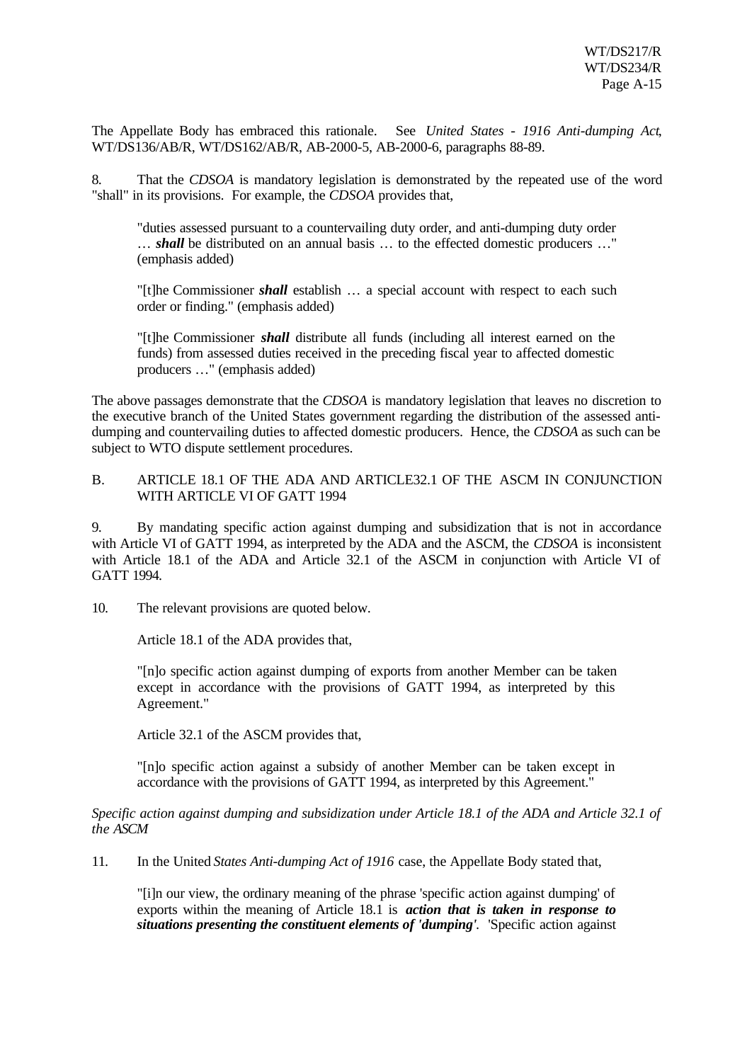The Appellate Body has embraced this rationale. See *United States - 1916 Anti-dumping Act*, WT/DS136/AB/R, WT/DS162/AB/R, AB-2000-5, AB-2000-6, paragraphs 88-89.

8. That the *CDSOA* is mandatory legislation is demonstrated by the repeated use of the word "shall" in its provisions. For example, the *CDSOA* provides that,

> "duties assessed pursuant to a countervailing duty order, and anti-dumping duty order … ***shall*** be distributed on an annual basis … to the effected domestic producers …" (emphasis added)
>
> "[t]he Commissioner ***shall*** establish … a special account with respect to each such order or finding." (emphasis added)
>
> "[t]he Commissioner ***shall*** distribute all funds (including all interest earned on the funds) from assessed duties received in the preceding fiscal year to affected domestic producers …" (emphasis added)

The above passages demonstrate that the *CDSOA* is mandatory legislation that leaves no discretion to the executive branch of the United States government regarding the distribution of the assessed anti-dumping and countervailing duties to affected domestic producers. Hence, the *CDSOA* as such can be subject to WTO dispute settlement procedures.

## B. ARTICLE 18.1 OF THE ADA AND ARTICLE32.1 OF THE ASCM IN CONJUNCTION WITH ARTICLE VI OF GATT 1994

9. By mandating specific action against dumping and subsidization that is not in accordance with Article VI of GATT 1994, as interpreted by the ADA and the ASCM, the *CDSOA* is inconsistent with Article 18.1 of the ADA and Article 32.1 of the ASCM in conjunction with Article VI of GATT 1994.

10. The relevant provisions are quoted below.

> Article 18.1 of the ADA provides that,
>
> "[n]o specific action against dumping of exports from another Member can be taken except in accordance with the provisions of GATT 1994, as interpreted by this Agreement."
>
> Article 32.1 of the ASCM provides that,
>
> "[n]o specific action against a subsidy of another Member can be taken except in accordance with the provisions of GATT 1994, as interpreted by this Agreement."

*Specific action against dumping and subsidization under Article 18.1 of the ADA and Article 32.1 of the ASCM*

11. In the United *States Anti-dumping Act of 1916* case, the Appellate Body stated that,

> "[i]n our view, the ordinary meaning of the phrase 'specific action against dumping' of exports within the meaning of Article 18.1 is ***action that is taken in response to situations presenting the constituent elements of 'dumping'***. 'Specific action against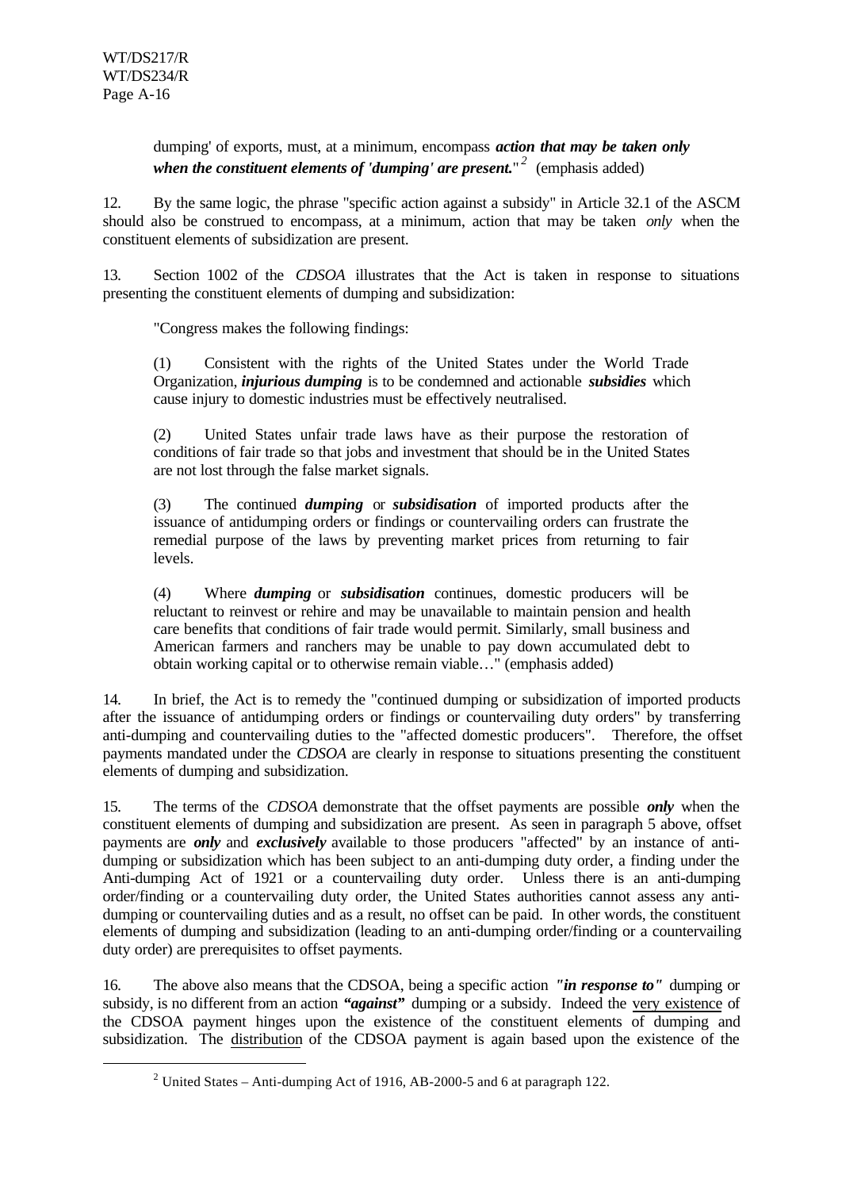> dumping' of exports, must, at a minimum, encompass ***action that may be taken only when the constituent elements of 'dumping' are present.***"[2] (emphasis added)

12. By the same logic, the phrase "specific action against a subsidy" in Article 32.1 of the ASCM should also be construed to encompass, at a minimum, action that may be taken *only* when the constituent elements of subsidization are present.

13. Section 1002 of the *CDSOA* illustrates that the Act is taken in response to situations presenting the constituent elements of dumping and subsidization:

> "Congress makes the following findings:
>
> (1) Consistent with the rights of the United States under the World Trade Organization, ***injurious dumping*** is to be condemned and actionable ***subsidies*** which cause injury to domestic industries must be effectively neutralised.
>
> (2) United States unfair trade laws have as their purpose the restoration of conditions of fair trade so that jobs and investment that should be in the United States are not lost through the false market signals.
>
> (3) The continued ***dumping*** or ***subsidisation*** of imported products after the issuance of antidumping orders or findings or countervailing orders can frustrate the remedial purpose of the laws by preventing market prices from returning to fair levels.
>
> (4) Where ***dumping*** or ***subsidisation*** continues, domestic producers will be reluctant to reinvest or rehire and may be unavailable to maintain pension and health care benefits that conditions of fair trade would permit. Similarly, small business and American farmers and ranchers may be unable to pay down accumulated debt to obtain working capital or to otherwise remain viable…" (emphasis added)

14. In brief, the Act is to remedy the "continued dumping or subsidization of imported products after the issuance of antidumping orders or findings or countervailing duty orders" by transferring anti-dumping and countervailing duties to the "affected domestic producers". Therefore, the offset payments mandated under the *CDSOA* are clearly in response to situations presenting the constituent elements of dumping and subsidization.

15. The terms of the *CDSOA* demonstrate that the offset payments are possible ***only*** when the constituent elements of dumping and subsidization are present. As seen in paragraph 5 above, offset payments are ***only*** and ***exclusively*** available to those producers "affected" by an instance of anti-dumping or subsidization which has been subject to an anti-dumping duty order, a finding under the Anti-dumping Act of 1921 or a countervailing duty order. Unless there is an anti-dumping order/finding or a countervailing duty order, the United States authorities cannot assess any anti-dumping or countervailing duties and as a result, no offset can be paid. In other words, the constituent elements of dumping and subsidization (leading to an anti-dumping order/finding or a countervailing duty order) are prerequisites to offset payments.

16. The above also means that the CDSOA, being a specific action ***"in response to"*** dumping or subsidy, is no different from an action ***"against"*** dumping or a subsidy. Indeed the <u>very existence</u> of the CDSOA payment hinges upon the existence of the constituent elements of dumping and subsidization. The <u>distribution</u> of the CDSOA payment is again based upon the existence of the

---

[2] United States – Anti-dumping Act of 1916, AB-2000-5 and 6 at paragraph 122.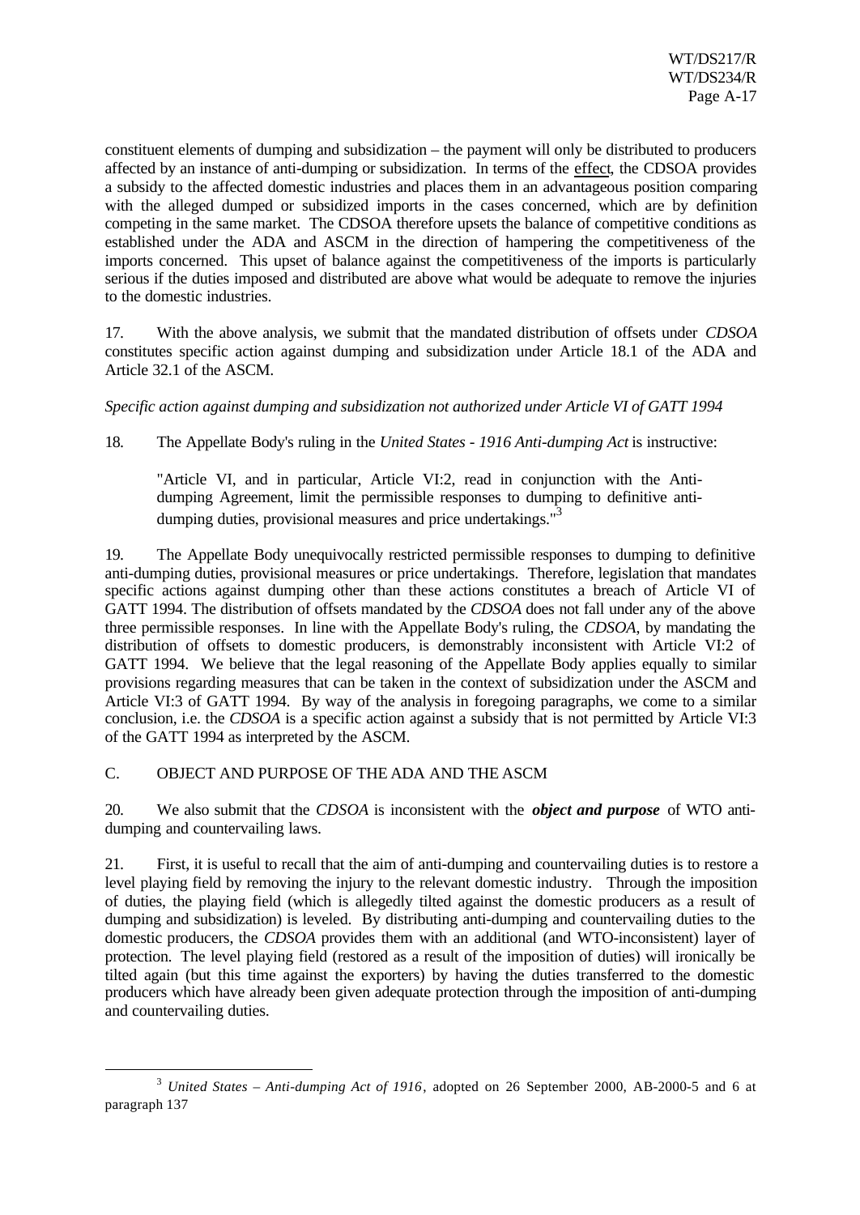constituent elements of dumping and subsidization – the payment will only be distributed to producers affected by an instance of anti-dumping or subsidization. In terms of the effect, the CDSOA provides a subsidy to the affected domestic industries and places them in an advantageous position comparing with the alleged dumped or subsidized imports in the cases concerned, which are by definition competing in the same market. The CDSOA therefore upsets the balance of competitive conditions as established under the ADA and ASCM in the direction of hampering the competitiveness of the imports concerned. This upset of balance against the competitiveness of the imports is particularly serious if the duties imposed and distributed are above what would be adequate to remove the injuries to the domestic industries.

17. With the above analysis, we submit that the mandated distribution of offsets under *CDSOA* constitutes specific action against dumping and subsidization under Article 18.1 of the ADA and Article 32.1 of the ASCM.

*Specific action against dumping and subsidization not authorized under Article VI of GATT 1994*

18. The Appellate Body's ruling in the *United States - 1916 Anti-dumping Act* is instructive:

> "Article VI, and in particular, Article VI:2, read in conjunction with the Anti-dumping Agreement, limit the permissible responses to dumping to definitive anti-dumping duties, provisional measures and price undertakings."[3]

19. The Appellate Body unequivocally restricted permissible responses to dumping to definitive anti-dumping duties, provisional measures or price undertakings. Therefore, legislation that mandates specific actions against dumping other than these actions constitutes a breach of Article VI of GATT 1994. The distribution of offsets mandated by the *CDSOA* does not fall under any of the above three permissible responses. In line with the Appellate Body's ruling, the *CDSOA*, by mandating the distribution of offsets to domestic producers, is demonstrably inconsistent with Article VI:2 of GATT 1994. We believe that the legal reasoning of the Appellate Body applies equally to similar provisions regarding measures that can be taken in the context of subsidization under the ASCM and Article VI:3 of GATT 1994. By way of the analysis in foregoing paragraphs, we come to a similar conclusion, i.e. the *CDSOA* is a specific action against a subsidy that is not permitted by Article VI:3 of the GATT 1994 as interpreted by the ASCM.

## C. OBJECT AND PURPOSE OF THE ADA AND THE ASCM

20. We also submit that the *CDSOA* is inconsistent with the ***object and purpose*** of WTO anti-dumping and countervailing laws.

21. First, it is useful to recall that the aim of anti-dumping and countervailing duties is to restore a level playing field by removing the injury to the relevant domestic industry. Through the imposition of duties, the playing field (which is allegedly tilted against the domestic producers as a result of dumping and subsidization) is leveled. By distributing anti-dumping and countervailing duties to the domestic producers, the *CDSOA* provides them with an additional (and WTO-inconsistent) layer of protection. The level playing field (restored as a result of the imposition of duties) will ironically be tilted again (but this time against the exporters) by having the duties transferred to the domestic producers which have already been given adequate protection through the imposition of anti-dumping and countervailing duties.

---

[3] *United States – Anti-dumping Act of 1916*, adopted on 26 September 2000, AB-2000-5 and 6 at paragraph 137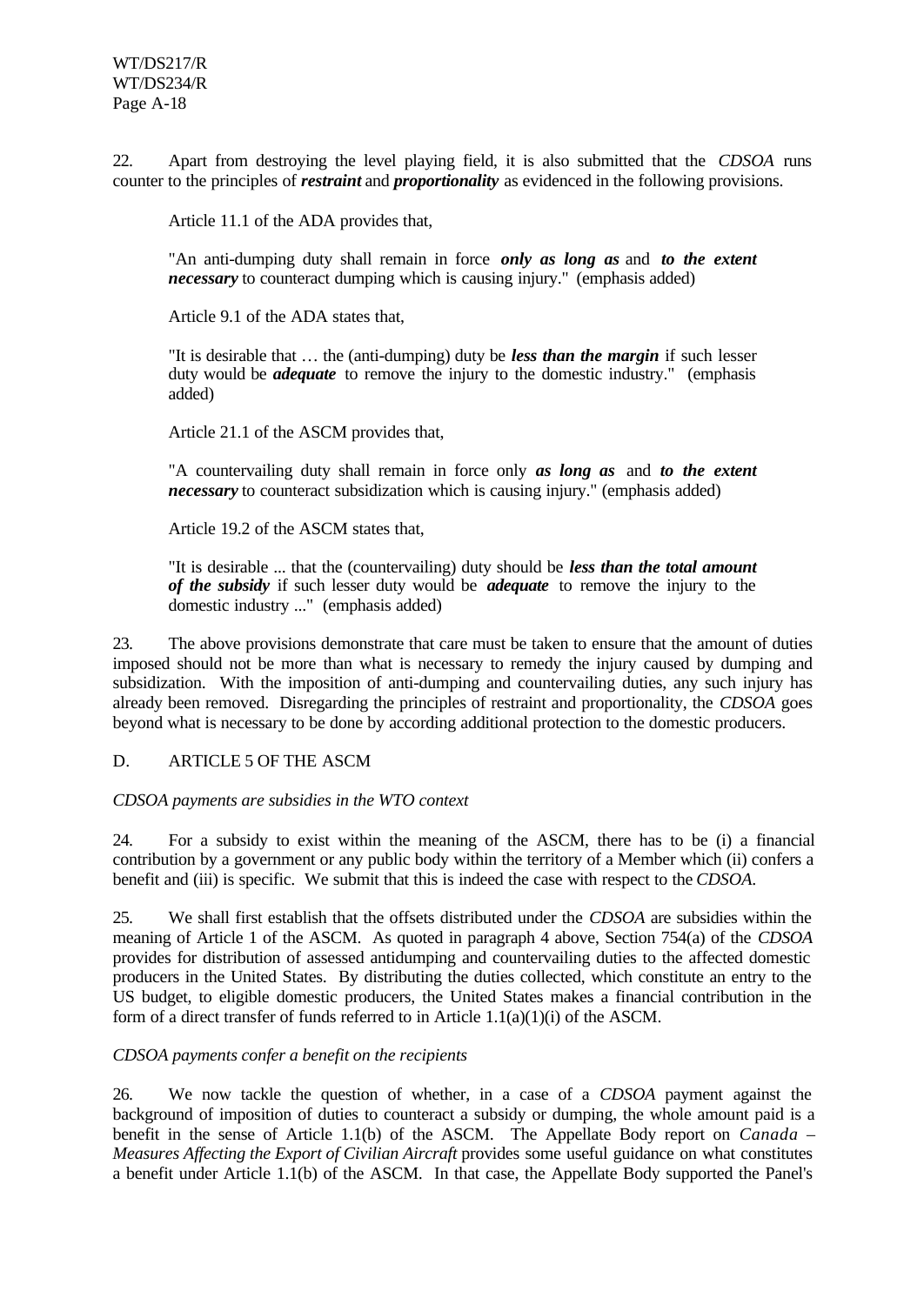22. Apart from destroying the level playing field, it is also submitted that the *CDSOA* runs counter to the principles of ***restraint*** and ***proportionality*** as evidenced in the following provisions.

> Article 11.1 of the ADA provides that,
>
> "An anti-dumping duty shall remain in force ***only as long as*** and ***to the extent necessary*** to counteract dumping which is causing injury." (emphasis added)
>
> Article 9.1 of the ADA states that,
>
> "It is desirable that … the (anti-dumping) duty be ***less than the margin*** if such lesser duty would be ***adequate*** to remove the injury to the domestic industry." (emphasis added)
>
> Article 21.1 of the ASCM provides that,
>
> "A countervailing duty shall remain in force only ***as long as*** and ***to the extent necessary*** to counteract subsidization which is causing injury." (emphasis added)
>
> Article 19.2 of the ASCM states that,
>
> "It is desirable ... that the (countervailing) duty should be ***less than the total amount of the subsidy*** if such lesser duty would be ***adequate*** to remove the injury to the domestic industry ..." (emphasis added)

23. The above provisions demonstrate that care must be taken to ensure that the amount of duties imposed should not be more than what is necessary to remedy the injury caused by dumping and subsidization. With the imposition of anti-dumping and countervailing duties, any such injury has already been removed. Disregarding the principles of restraint and proportionality, the *CDSOA* goes beyond what is necessary to be done by according additional protection to the domestic producers.

### D. ARTICLE 5 OF THE ASCM

*CDSOA payments are subsidies in the WTO context*

24. For a subsidy to exist within the meaning of the ASCM, there has to be (i) a financial contribution by a government or any public body within the territory of a Member which (ii) confers a benefit and (iii) is specific. We submit that this is indeed the case with respect to the *CDSOA*.

25. We shall first establish that the offsets distributed under the *CDSOA* are subsidies within the meaning of Article 1 of the ASCM. As quoted in paragraph 4 above, Section 754(a) of the *CDSOA* provides for distribution of assessed antidumping and countervailing duties to the affected domestic producers in the United States. By distributing the duties collected, which constitute an entry to the US budget, to eligible domestic producers, the United States makes a financial contribution in the form of a direct transfer of funds referred to in Article 1.1(a)(1)(i) of the ASCM.

*CDSOA payments confer a benefit on the recipients*

26. We now tackle the question of whether, in a case of a *CDSOA* payment against the background of imposition of duties to counteract a subsidy or dumping, the whole amount paid is a benefit in the sense of Article 1.1(b) of the ASCM. The Appellate Body report on *Canada – Measures Affecting the Export of Civilian Aircraft* provides some useful guidance on what constitutes a benefit under Article 1.1(b) of the ASCM. In that case, the Appellate Body supported the Panel's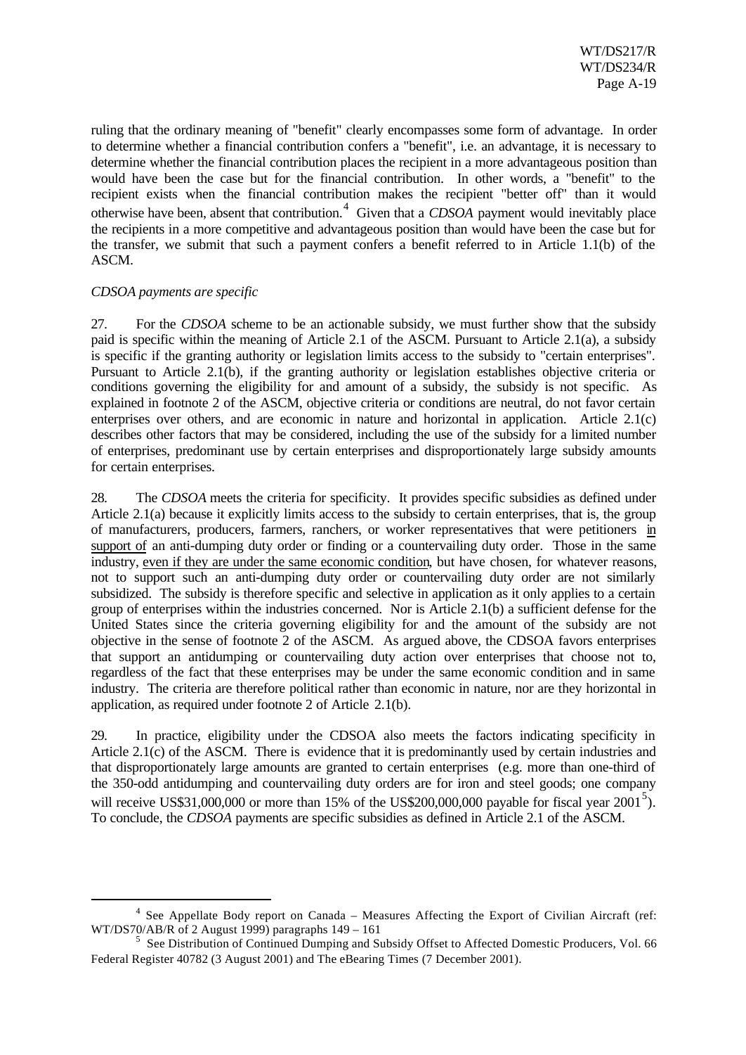ruling that the ordinary meaning of "benefit" clearly encompasses some form of advantage. In order to determine whether a financial contribution confers a "benefit", i.e. an advantage, it is necessary to determine whether the financial contribution places the recipient in a more advantageous position than would have been the case but for the financial contribution. In other words, a "benefit" to the recipient exists when the financial contribution makes the recipient "better off" than it would otherwise have been, absent that contribution.[4] Given that a *CDSOA* payment would inevitably place the recipients in a more competitive and advantageous position than would have been the case but for the transfer, we submit that such a payment confers a benefit referred to in Article 1.1(b) of the ASCM.

*CDSOA payments are specific*

27. For the *CDSOA* scheme to be an actionable subsidy, we must further show that the subsidy paid is specific within the meaning of Article 2.1 of the ASCM. Pursuant to Article 2.1(a), a subsidy is specific if the granting authority or legislation limits access to the subsidy to "certain enterprises". Pursuant to Article 2.1(b), if the granting authority or legislation establishes objective criteria or conditions governing the eligibility for and amount of a subsidy, the subsidy is not specific. As explained in footnote 2 of the ASCM, objective criteria or conditions are neutral, do not favor certain enterprises over others, and are economic in nature and horizontal in application. Article 2.1(c) describes other factors that may be considered, including the use of the subsidy for a limited number of enterprises, predominant use by certain enterprises and disproportionately large subsidy amounts for certain enterprises.

28. The *CDSOA* meets the criteria for specificity. It provides specific subsidies as defined under Article 2.1(a) because it explicitly limits access to the subsidy to certain enterprises, that is, the group of manufacturers, producers, farmers, ranchers, or worker representatives that were petitioners <u>in support of</u> an anti-dumping duty order or finding or a countervailing duty order. Those in the same industry, <u>even if they are under the same economic condition</u>, but have chosen, for whatever reasons, not to support such an anti-dumping duty order or countervailing duty order are not similarly subsidized. The subsidy is therefore specific and selective in application as it only applies to a certain group of enterprises within the industries concerned. Nor is Article 2.1(b) a sufficient defense for the United States since the criteria governing eligibility for and the amount of the subsidy are not objective in the sense of footnote 2 of the ASCM. As argued above, the CDSOA favors enterprises that support an antidumping or countervailing duty action over enterprises that choose not to, regardless of the fact that these enterprises may be under the same economic condition and in same industry. The criteria are therefore political rather than economic in nature, nor are they horizontal in application, as required under footnote 2 of Article 2.1(b).

29. In practice, eligibility under the CDSOA also meets the factors indicating specificity in Article 2.1(c) of the ASCM. There is evidence that it is predominantly used by certain industries and that disproportionately large amounts are granted to certain enterprises (e.g. more than one-third of the 350-odd antidumping and countervailing duty orders are for iron and steel goods; one company will receive US$31,000,000 or more than 15% of the US$200,000,000 payable for fiscal year 2001[5]). To conclude, the *CDSOA* payments are specific subsidies as defined in Article 2.1 of the ASCM.

---

[4] See Appellate Body report on Canada – Measures Affecting the Export of Civilian Aircraft (ref: WT/DS70/AB/R of 2 August 1999) paragraphs 149 – 161

[5] See Distribution of Continued Dumping and Subsidy Offset to Affected Domestic Producers, Vol. 66 Federal Register 40782 (3 August 2001) and The eBearing Times (7 December 2001).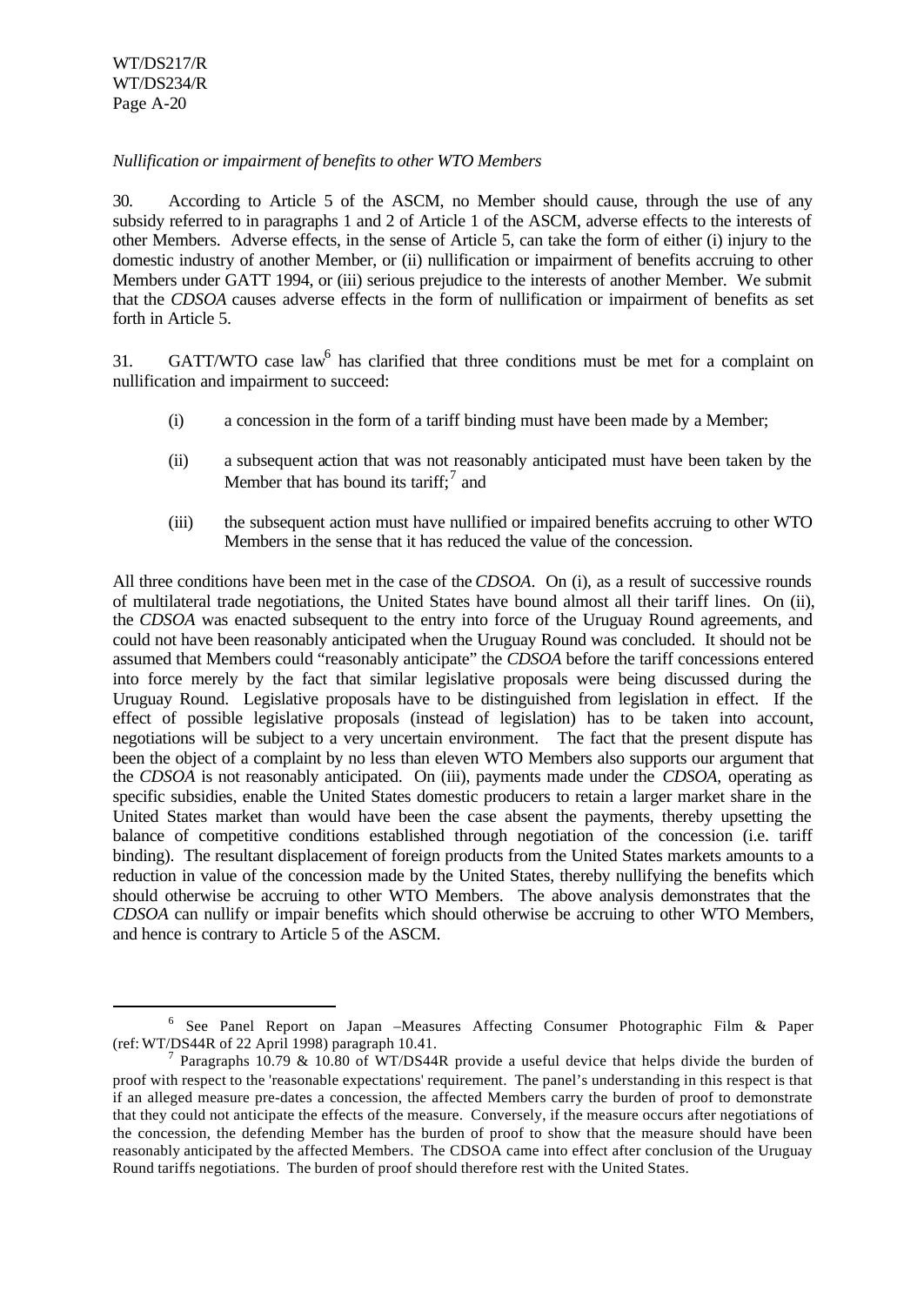*Nullification or impairment of benefits to other WTO Members*

30. According to Article 5 of the ASCM, no Member should cause, through the use of any subsidy referred to in paragraphs 1 and 2 of Article 1 of the ASCM, adverse effects to the interests of other Members. Adverse effects, in the sense of Article 5, can take the form of either (i) injury to the domestic industry of another Member, or (ii) nullification or impairment of benefits accruing to other Members under GATT 1994, or (iii) serious prejudice to the interests of another Member. We submit that the *CDSOA* causes adverse effects in the form of nullification or impairment of benefits as set forth in Article 5.

31. GATT/WTO case law[6] has clarified that three conditions must be met for a complaint on nullification and impairment to succeed:

- (i) a concession in the form of a tariff binding must have been made by a Member;
- (ii) a subsequent action that was not reasonably anticipated must have been taken by the Member that has bound its tariff;[7] and
- (iii) the subsequent action must have nullified or impaired benefits accruing to other WTO Members in the sense that it has reduced the value of the concession.

All three conditions have been met in the case of the *CDSOA*. On (i), as a result of successive rounds of multilateral trade negotiations, the United States have bound almost all their tariff lines. On (ii), the *CDSOA* was enacted subsequent to the entry into force of the Uruguay Round agreements, and could not have been reasonably anticipated when the Uruguay Round was concluded. It should not be assumed that Members could "reasonably anticipate" the *CDSOA* before the tariff concessions entered into force merely by the fact that similar legislative proposals were being discussed during the Uruguay Round. Legislative proposals have to be distinguished from legislation in effect. If the effect of possible legislative proposals (instead of legislation) has to be taken into account, negotiations will be subject to a very uncertain environment. The fact that the present dispute has been the object of a complaint by no less than eleven WTO Members also supports our argument that the *CDSOA* is not reasonably anticipated. On (iii), payments made under the *CDSOA*, operating as specific subsidies, enable the United States domestic producers to retain a larger market share in the United States market than would have been the case absent the payments, thereby upsetting the balance of competitive conditions established through negotiation of the concession (i.e. tariff binding). The resultant displacement of foreign products from the United States markets amounts to a reduction in value of the concession made by the United States, thereby nullifying the benefits which should otherwise be accruing to other WTO Members. The above analysis demonstrates that the *CDSOA* can nullify or impair benefits which should otherwise be accruing to other WTO Members, and hence is contrary to Article 5 of the ASCM.

---

[6] See Panel Report on Japan –Measures Affecting Consumer Photographic Film & Paper (ref: WT/DS44R of 22 April 1998) paragraph 10.41.

[7] Paragraphs 10.79 & 10.80 of WT/DS44R provide a useful device that helps divide the burden of proof with respect to the 'reasonable expectations' requirement. The panel's understanding in this respect is that if an alleged measure pre-dates a concession, the affected Members carry the burden of proof to demonstrate that they could not anticipate the effects of the measure. Conversely, if the measure occurs after negotiations of the concession, the defending Member has the burden of proof to show that the measure should have been reasonably anticipated by the affected Members. The CDSOA came into effect after conclusion of the Uruguay Round tariffs negotiations. The burden of proof should therefore rest with the United States.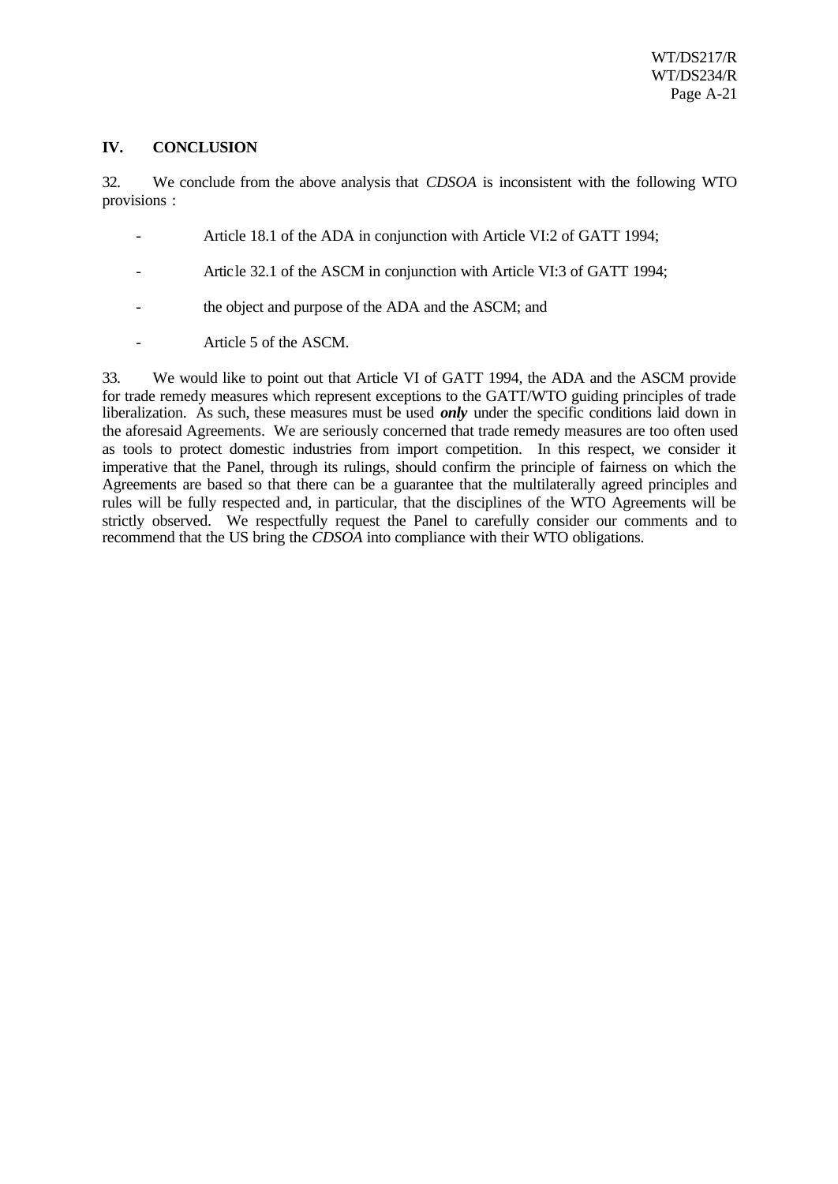## IV. CONCLUSION

32. We conclude from the above analysis that *CDSOA* is inconsistent with the following WTO provisions :

- Article 18.1 of the ADA in conjunction with Article VI:2 of GATT 1994;
- Article 32.1 of the ASCM in conjunction with Article VI:3 of GATT 1994;
- the object and purpose of the ADA and the ASCM; and
- Article 5 of the ASCM.

33. We would like to point out that Article VI of GATT 1994, the ADA and the ASCM provide for trade remedy measures which represent exceptions to the GATT/WTO guiding principles of trade liberalization. As such, these measures must be used ***only*** under the specific conditions laid down in the aforesaid Agreements. We are seriously concerned that trade remedy measures are too often used as tools to protect domestic industries from import competition. In this respect, we consider it imperative that the Panel, through its rulings, should confirm the principle of fairness on which the Agreements are based so that there can be a guarantee that the multilaterally agreed principles and rules will be fully respected and, in particular, that the disciplines of the WTO Agreements will be strictly observed. We respectfully request the Panel to carefully consider our comments and to recommend that the US bring the *CDSOA* into compliance with their WTO obligations.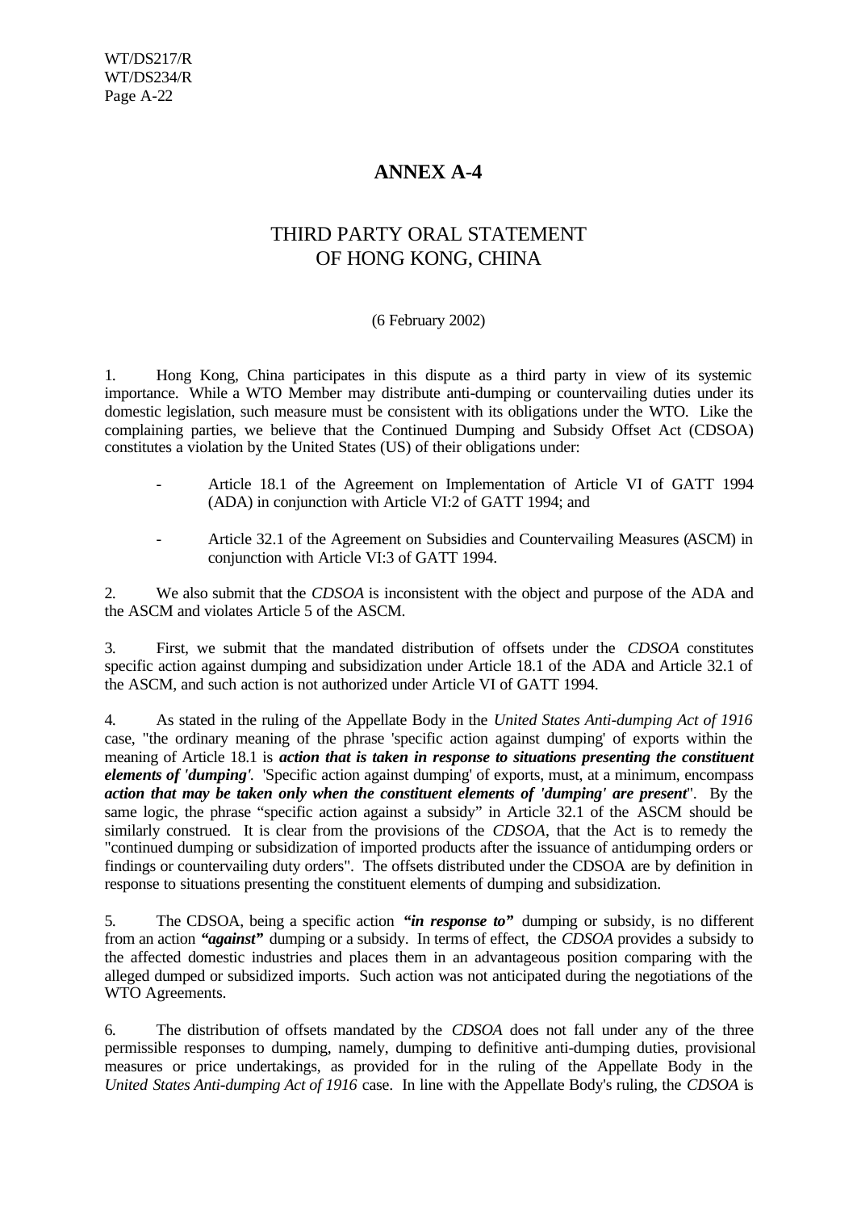# ANNEX A-4

## THIRD PARTY ORAL STATEMENT OF HONG KONG, CHINA

(6 February 2002)

1. Hong Kong, China participates in this dispute as a third party in view of its systemic importance. While a WTO Member may distribute anti-dumping or countervailing duties under its domestic legislation, such measure must be consistent with its obligations under the WTO. Like the complaining parties, we believe that the Continued Dumping and Subsidy Offset Act (CDSOA) constitutes a violation by the United States (US) of their obligations under:

- Article 18.1 of the Agreement on Implementation of Article VI of GATT 1994 (ADA) in conjunction with Article VI:2 of GATT 1994; and
- Article 32.1 of the Agreement on Subsidies and Countervailing Measures (ASCM) in conjunction with Article VI:3 of GATT 1994.

2. We also submit that the *CDSOA* is inconsistent with the object and purpose of the ADA and the ASCM and violates Article 5 of the ASCM.

3. First, we submit that the mandated distribution of offsets under the *CDSOA* constitutes specific action against dumping and subsidization under Article 18.1 of the ADA and Article 32.1 of the ASCM, and such action is not authorized under Article VI of GATT 1994.

4. As stated in the ruling of the Appellate Body in the *United States Anti-dumping Act of 1916* case, "the ordinary meaning of the phrase 'specific action against dumping' of exports within the meaning of Article 18.1 is ***action that is taken in response to situations presenting the constituent elements of 'dumping'***. 'Specific action against dumping' of exports, must, at a minimum, encompass ***action that may be taken only when the constituent elements of 'dumping' are present***". By the same logic, the phrase "specific action against a subsidy" in Article 32.1 of the ASCM should be similarly construed. It is clear from the provisions of the *CDSOA*, that the Act is to remedy the "continued dumping or subsidization of imported products after the issuance of antidumping orders or findings or countervailing duty orders". The offsets distributed under the CDSOA are by definition in response to situations presenting the constituent elements of dumping and subsidization.

5. The CDSOA, being a specific action ***"in response to"*** dumping or subsidy, is no different from an action ***"against"*** dumping or a subsidy. In terms of effect, the *CDSOA* provides a subsidy to the affected domestic industries and places them in an advantageous position comparing with the alleged dumped or subsidized imports. Such action was not anticipated during the negotiations of the WTO Agreements.

6. The distribution of offsets mandated by the *CDSOA* does not fall under any of the three permissible responses to dumping, namely, dumping to definitive anti-dumping duties, provisional measures or price undertakings, as provided for in the ruling of the Appellate Body in the *United States Anti-dumping Act of 1916* case. In line with the Appellate Body's ruling, the *CDSOA* is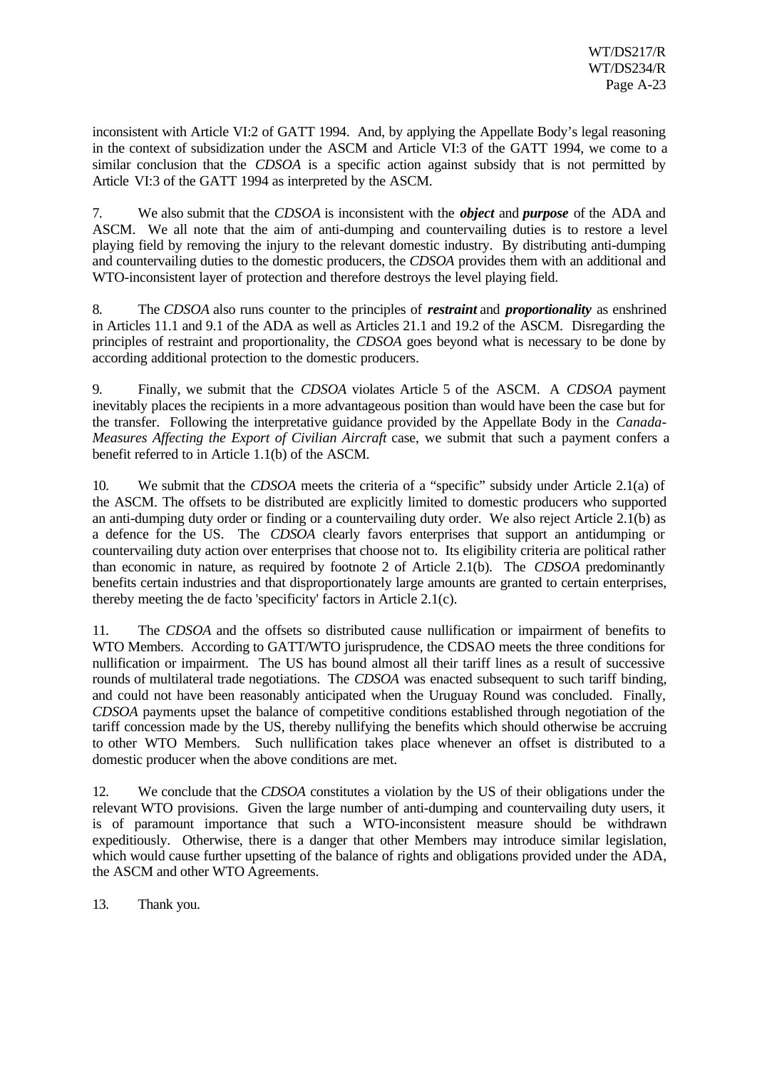inconsistent with Article VI:2 of GATT 1994. And, by applying the Appellate Body's legal reasoning in the context of subsidization under the ASCM and Article VI:3 of the GATT 1994, we come to a similar conclusion that the *CDSOA* is a specific action against subsidy that is not permitted by Article VI:3 of the GATT 1994 as interpreted by the ASCM.

7. We also submit that the *CDSOA* is inconsistent with the ***object*** and ***purpose*** of the ADA and ASCM. We all note that the aim of anti-dumping and countervailing duties is to restore a level playing field by removing the injury to the relevant domestic industry. By distributing anti-dumping and countervailing duties to the domestic producers, the *CDSOA* provides them with an additional and WTO-inconsistent layer of protection and therefore destroys the level playing field.

8. The *CDSOA* also runs counter to the principles of ***restraint*** and ***proportionality*** as enshrined in Articles 11.1 and 9.1 of the ADA as well as Articles 21.1 and 19.2 of the ASCM. Disregarding the principles of restraint and proportionality, the *CDSOA* goes beyond what is necessary to be done by according additional protection to the domestic producers.

9. Finally, we submit that the *CDSOA* violates Article 5 of the ASCM. A *CDSOA* payment inevitably places the recipients in a more advantageous position than would have been the case but for the transfer. Following the interpretative guidance provided by the Appellate Body in the *Canada-Measures Affecting the Export of Civilian Aircraft* case, we submit that such a payment confers a benefit referred to in Article 1.1(b) of the ASCM.

10. We submit that the *CDSOA* meets the criteria of a "specific" subsidy under Article 2.1(a) of the ASCM. The offsets to be distributed are explicitly limited to domestic producers who supported an anti-dumping duty order or finding or a countervailing duty order. We also reject Article 2.1(b) as a defence for the US. The *CDSOA* clearly favors enterprises that support an antidumping or countervailing duty action over enterprises that choose not to. Its eligibility criteria are political rather than economic in nature, as required by footnote 2 of Article 2.1(b). The *CDSOA* predominantly benefits certain industries and that disproportionately large amounts are granted to certain enterprises, thereby meeting the de facto 'specificity' factors in Article 2.1(c).

11. The *CDSOA* and the offsets so distributed cause nullification or impairment of benefits to WTO Members. According to GATT/WTO jurisprudence, the CDSAO meets the three conditions for nullification or impairment. The US has bound almost all their tariff lines as a result of successive rounds of multilateral trade negotiations. The *CDSOA* was enacted subsequent to such tariff binding, and could not have been reasonably anticipated when the Uruguay Round was concluded. Finally, *CDSOA* payments upset the balance of competitive conditions established through negotiation of the tariff concession made by the US, thereby nullifying the benefits which should otherwise be accruing to other WTO Members. Such nullification takes place whenever an offset is distributed to a domestic producer when the above conditions are met.

12. We conclude that the *CDSOA* constitutes a violation by the US of their obligations under the relevant WTO provisions. Given the large number of anti-dumping and countervailing duty users, it is of paramount importance that such a WTO-inconsistent measure should be withdrawn expeditiously. Otherwise, there is a danger that other Members may introduce similar legislation, which would cause further upsetting of the balance of rights and obligations provided under the ADA, the ASCM and other WTO Agreements.

13. Thank you.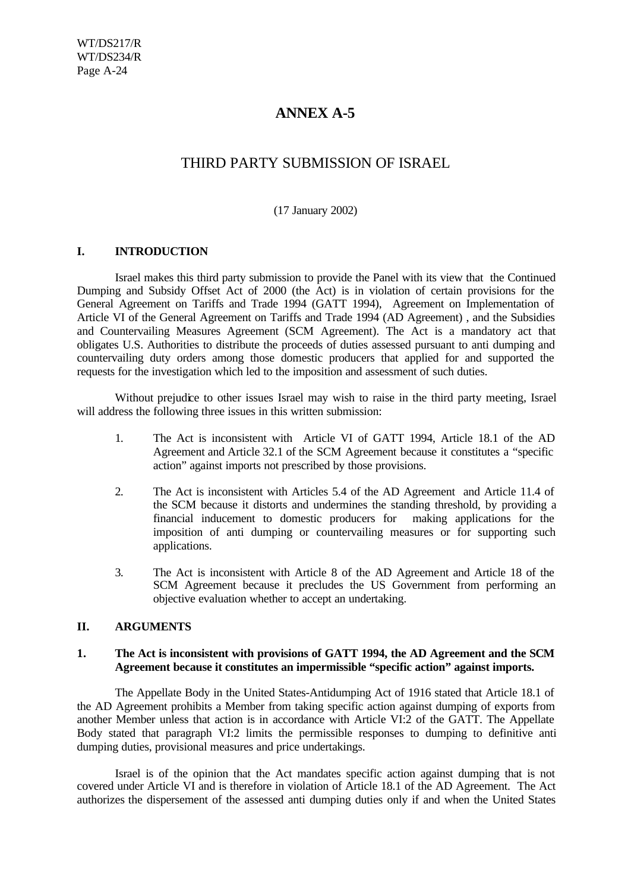# ANNEX A-5

## THIRD PARTY SUBMISSION OF ISRAEL

(17 January 2002)

### I. INTRODUCTION

Israel makes this third party submission to provide the Panel with its view that the Continued Dumping and Subsidy Offset Act of 2000 (the Act) is in violation of certain provisions for the General Agreement on Tariffs and Trade 1994 (GATT 1994), Agreement on Implementation of Article VI of the General Agreement on Tariffs and Trade 1994 (AD Agreement) , and the Subsidies and Countervailing Measures Agreement (SCM Agreement). The Act is a mandatory act that obligates U.S. Authorities to distribute the proceeds of duties assessed pursuant to anti dumping and countervailing duty orders among those domestic producers that applied for and supported the requests for the investigation which led to the imposition and assessment of such duties.

Without prejudice to other issues Israel may wish to raise in the third party meeting, Israel will address the following three issues in this written submission:

1. The Act is inconsistent with Article VI of GATT 1994, Article 18.1 of the AD Agreement and Article 32.1 of the SCM Agreement because it constitutes a "specific action" against imports not prescribed by those provisions.

2. The Act is inconsistent with Articles 5.4 of the AD Agreement and Article 11.4 of the SCM because it distorts and undermines the standing threshold, by providing a financial inducement to domestic producers for making applications for the imposition of anti dumping or countervailing measures or for supporting such applications.

3. The Act is inconsistent with Article 8 of the AD Agreement and Article 18 of the SCM Agreement because it precludes the US Government from performing an objective evaluation whether to accept an undertaking.

### II. ARGUMENTS

#### 1. The Act is inconsistent with provisions of GATT 1994, the AD Agreement and the SCM Agreement because it constitutes an impermissible "specific action" against imports.

The Appellate Body in the United States-Antidumping Act of 1916 stated that Article 18.1 of the AD Agreement prohibits a Member from taking specific action against dumping of exports from another Member unless that action is in accordance with Article VI:2 of the GATT. The Appellate Body stated that paragraph VI:2 limits the permissible responses to dumping to definitive anti dumping duties, provisional measures and price undertakings.

Israel is of the opinion that the Act mandates specific action against dumping that is not covered under Article VI and is therefore in violation of Article 18.1 of the AD Agreement. The Act authorizes the dispersement of the assessed anti dumping duties only if and when the United States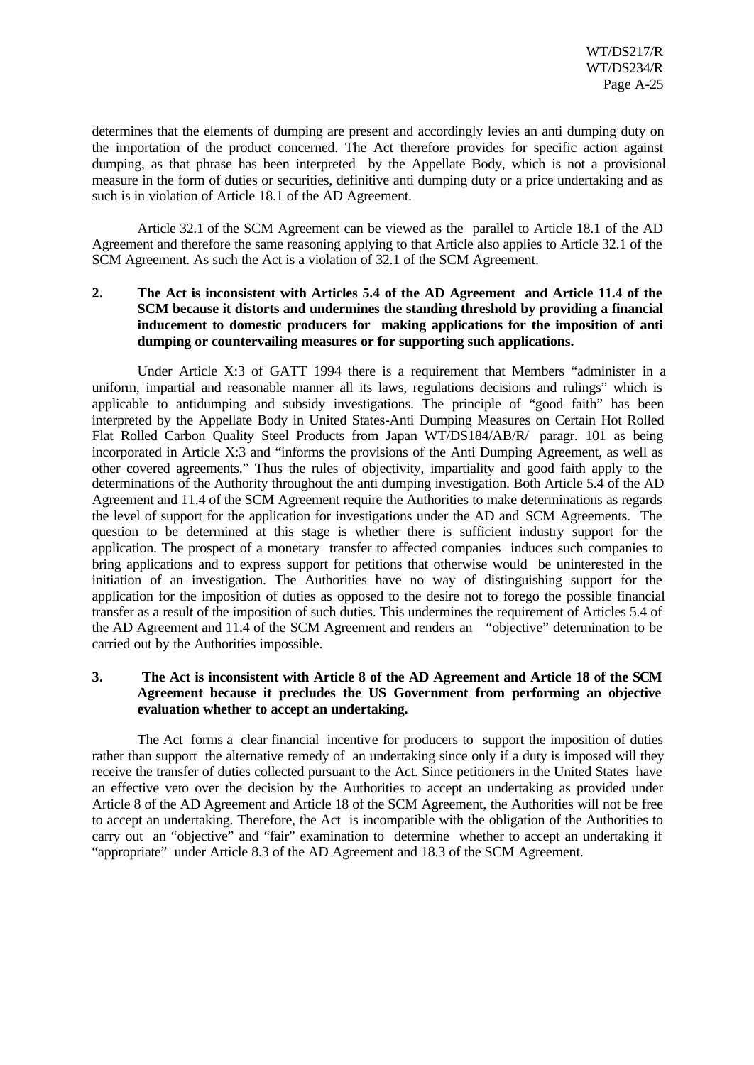determines that the elements of dumping are present and accordingly levies an anti dumping duty on the importation of the product concerned. The Act therefore provides for specific action against dumping, as that phrase has been interpreted by the Appellate Body, which is not a provisional measure in the form of duties or securities, definitive anti dumping duty or a price undertaking and as such is in violation of Article 18.1 of the AD Agreement.

Article 32.1 of the SCM Agreement can be viewed as the parallel to Article 18.1 of the AD Agreement and therefore the same reasoning applying to that Article also applies to Article 32.1 of the SCM Agreement. As such the Act is a violation of 32.1 of the SCM Agreement.

**2. The Act is inconsistent with Articles 5.4 of the AD Agreement and Article 11.4 of the SCM because it distorts and undermines the standing threshold by providing a financial inducement to domestic producers for making applications for the imposition of anti dumping or countervailing measures or for supporting such applications.**

Under Article X:3 of GATT 1994 there is a requirement that Members "administer in a uniform, impartial and reasonable manner all its laws, regulations decisions and rulings" which is applicable to antidumping and subsidy investigations. The principle of "good faith" has been interpreted by the Appellate Body in United States-Anti Dumping Measures on Certain Hot Rolled Flat Rolled Carbon Quality Steel Products from Japan WT/DS184/AB/R/ paragr. 101 as being incorporated in Article X:3 and "informs the provisions of the Anti Dumping Agreement, as well as other covered agreements." Thus the rules of objectivity, impartiality and good faith apply to the determinations of the Authority throughout the anti dumping investigation. Both Article 5.4 of the AD Agreement and 11.4 of the SCM Agreement require the Authorities to make determinations as regards the level of support for the application for investigations under the AD and SCM Agreements. The question to be determined at this stage is whether there is sufficient industry support for the application. The prospect of a monetary transfer to affected companies induces such companies to bring applications and to express support for petitions that otherwise would be uninterested in the initiation of an investigation. The Authorities have no way of distinguishing support for the application for the imposition of duties as opposed to the desire not to forego the possible financial transfer as a result of the imposition of such duties. This undermines the requirement of Articles 5.4 of the AD Agreement and 11.4 of the SCM Agreement and renders an "objective" determination to be carried out by the Authorities impossible.

**3. The Act is inconsistent with Article 8 of the AD Agreement and Article 18 of the SCM Agreement because it precludes the US Government from performing an objective evaluation whether to accept an undertaking.**

The Act forms a clear financial incentive for producers to support the imposition of duties rather than support the alternative remedy of an undertaking since only if a duty is imposed will they receive the transfer of duties collected pursuant to the Act. Since petitioners in the United States have an effective veto over the decision by the Authorities to accept an undertaking as provided under Article 8 of the AD Agreement and Article 18 of the SCM Agreement, the Authorities will not be free to accept an undertaking. Therefore, the Act is incompatible with the obligation of the Authorities to carry out an "objective" and "fair" examination to determine whether to accept an undertaking if "appropriate" under Article 8.3 of the AD Agreement and 18.3 of the SCM Agreement.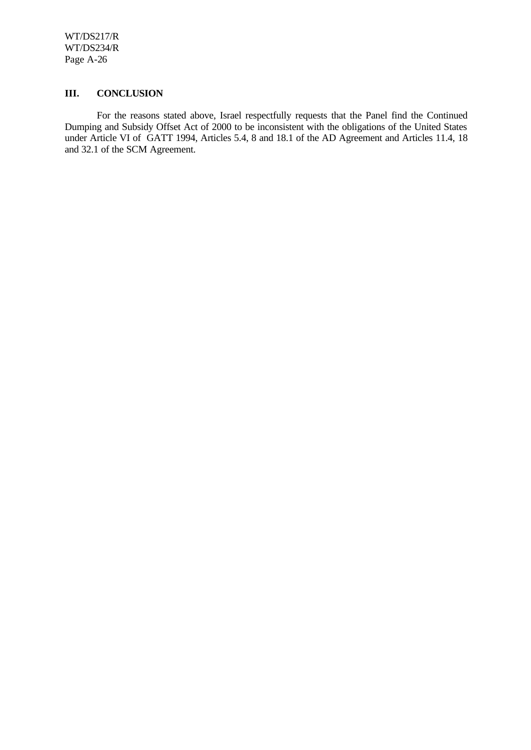## III. CONCLUSION

For the reasons stated above, Israel respectfully requests that the Panel find the Continued Dumping and Subsidy Offset Act of 2000 to be inconsistent with the obligations of the United States under Article VI of GATT 1994, Articles 5.4, 8 and 18.1 of the AD Agreement and Articles 11.4, 18 and 32.1 of the SCM Agreement.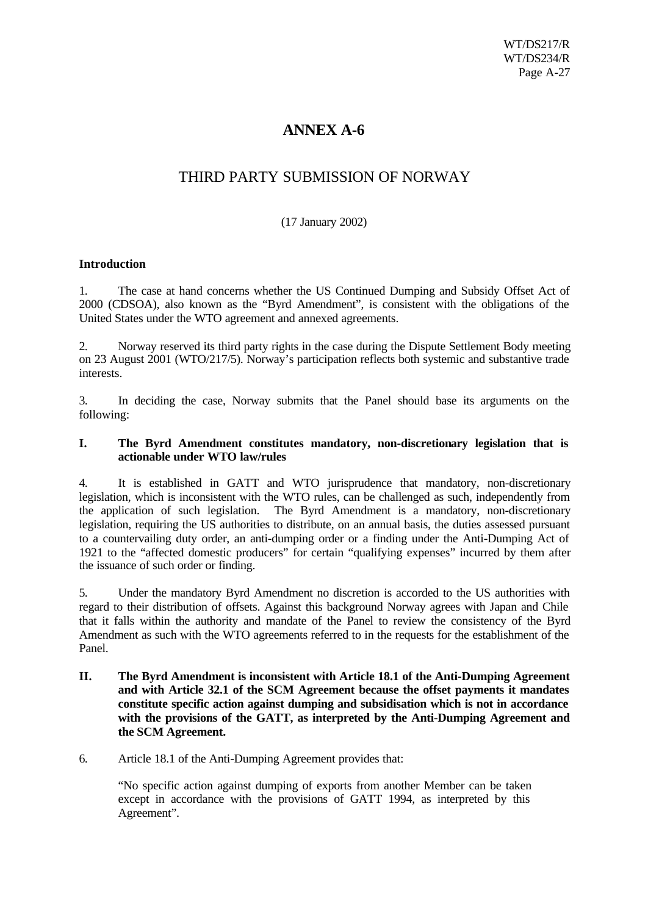# ANNEX A-6

## THIRD PARTY SUBMISSION OF NORWAY

(17 January 2002)

**Introduction**

1. The case at hand concerns whether the US Continued Dumping and Subsidy Offset Act of 2000 (CDSOA), also known as the "Byrd Amendment", is consistent with the obligations of the United States under the WTO agreement and annexed agreements.

2. Norway reserved its third party rights in the case during the Dispute Settlement Body meeting on 23 August 2001 (WTO/217/5). Norway's participation reflects both systemic and substantive trade interests.

3. In deciding the case, Norway submits that the Panel should base its arguments on the following:

**I. The Byrd Amendment constitutes mandatory, non-discretionary legislation that is actionable under WTO law/rules**

4. It is established in GATT and WTO jurisprudence that mandatory, non-discretionary legislation, which is inconsistent with the WTO rules, can be challenged as such, independently from the application of such legislation. The Byrd Amendment is a mandatory, non-discretionary legislation, requiring the US authorities to distribute, on an annual basis, the duties assessed pursuant to a countervailing duty order, an anti-dumping order or a finding under the Anti-Dumping Act of 1921 to the "affected domestic producers" for certain "qualifying expenses" incurred by them after the issuance of such order or finding.

5. Under the mandatory Byrd Amendment no discretion is accorded to the US authorities with regard to their distribution of offsets. Against this background Norway agrees with Japan and Chile that it falls within the authority and mandate of the Panel to review the consistency of the Byrd Amendment as such with the WTO agreements referred to in the requests for the establishment of the Panel.

**II. The Byrd Amendment is inconsistent with Article 18.1 of the Anti-Dumping Agreement and with Article 32.1 of the SCM Agreement because the offset payments it mandates constitute specific action against dumping and subsidisation which is not in accordance with the provisions of the GATT, as interpreted by the Anti-Dumping Agreement and the SCM Agreement.**

6. Article 18.1 of the Anti-Dumping Agreement provides that:

> "No specific action against dumping of exports from another Member can be taken except in accordance with the provisions of GATT 1994, as interpreted by this Agreement".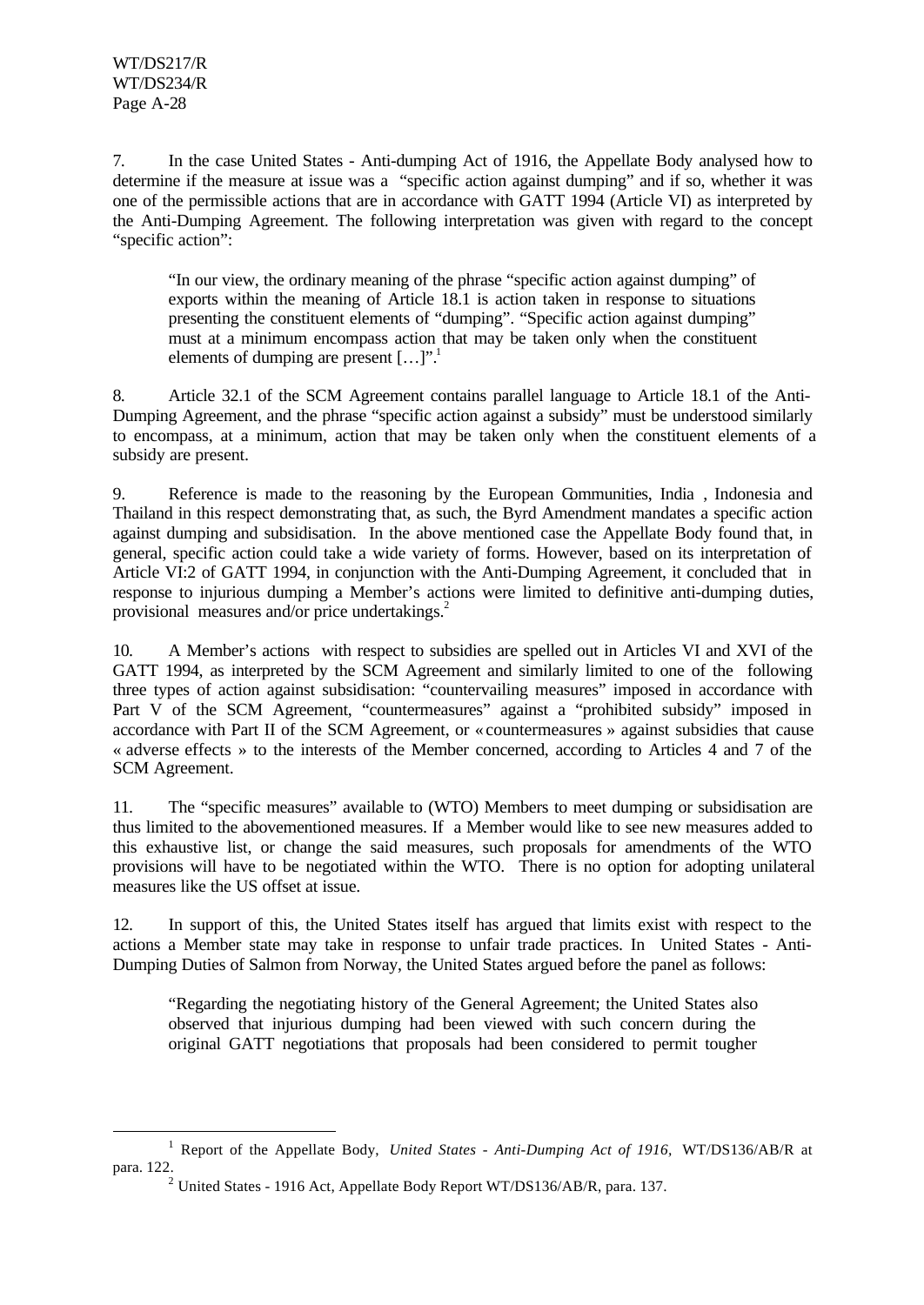7. In the case United States - Anti-dumping Act of 1916, the Appellate Body analysed how to determine if the measure at issue was a "specific action against dumping" and if so, whether it was one of the permissible actions that are in accordance with GATT 1994 (Article VI) as interpreted by the Anti-Dumping Agreement. The following interpretation was given with regard to the concept "specific action":

> "In our view, the ordinary meaning of the phrase "specific action against dumping" of exports within the meaning of Article 18.1 is action taken in response to situations presenting the constituent elements of "dumping". "Specific action against dumping" must at a minimum encompass action that may be taken only when the constituent elements of dumping are present […]".[1]

8. Article 32.1 of the SCM Agreement contains parallel language to Article 18.1 of the Anti-Dumping Agreement, and the phrase "specific action against a subsidy" must be understood similarly to encompass, at a minimum, action that may be taken only when the constituent elements of a subsidy are present.

9. Reference is made to the reasoning by the European Communities, India , Indonesia and Thailand in this respect demonstrating that, as such, the Byrd Amendment mandates a specific action against dumping and subsidisation. In the above mentioned case the Appellate Body found that, in general, specific action could take a wide variety of forms. However, based on its interpretation of Article VI:2 of GATT 1994, in conjunction with the Anti-Dumping Agreement, it concluded that in response to injurious dumping a Member's actions were limited to definitive anti-dumping duties, provisional measures and/or price undertakings.[2]

10. A Member's actions with respect to subsidies are spelled out in Articles VI and XVI of the GATT 1994, as interpreted by the SCM Agreement and similarly limited to one of the following three types of action against subsidisation: "countervailing measures" imposed in accordance with Part V of the SCM Agreement, "countermeasures" against a "prohibited subsidy" imposed in accordance with Part II of the SCM Agreement, or « countermeasures » against subsidies that cause « adverse effects » to the interests of the Member concerned, according to Articles 4 and 7 of the SCM Agreement.

11. The "specific measures" available to (WTO) Members to meet dumping or subsidisation are thus limited to the abovementioned measures. If a Member would like to see new measures added to this exhaustive list, or change the said measures, such proposals for amendments of the WTO provisions will have to be negotiated within the WTO. There is no option for adopting unilateral measures like the US offset at issue.

12. In support of this, the United States itself has argued that limits exist with respect to the actions a Member state may take in response to unfair trade practices. In United States - Anti-Dumping Duties of Salmon from Norway, the United States argued before the panel as follows:

> "Regarding the negotiating history of the General Agreement; the United States also observed that injurious dumping had been viewed with such concern during the original GATT negotiations that proposals had been considered to permit tougher

---

[1] Report of the Appellate Body, *United States - Anti-Dumping Act of 1916*, WT/DS136/AB/R at para. 122.

[2] United States - 1916 Act, Appellate Body Report WT/DS136/AB/R, para. 137.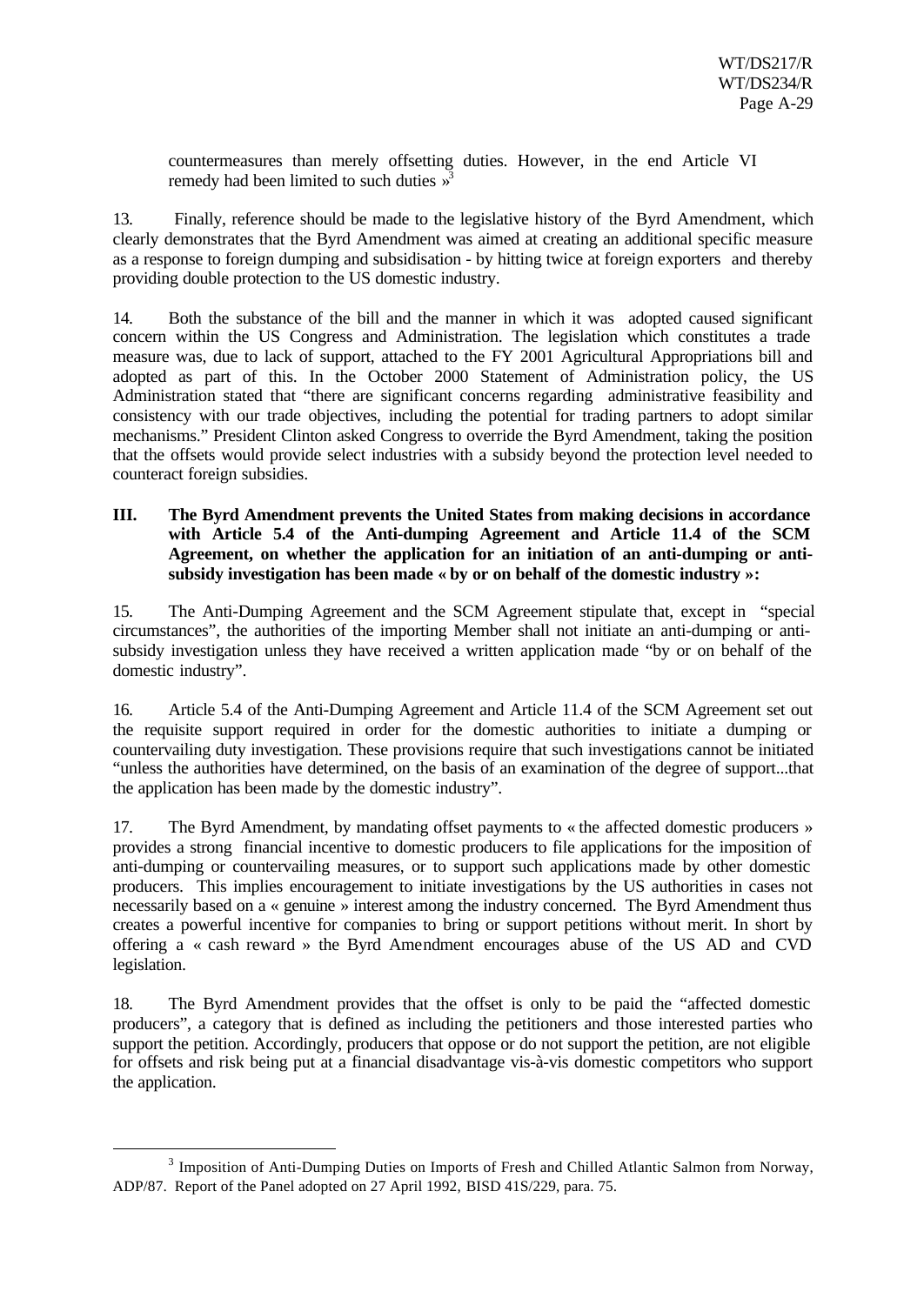countermeasures than merely offsetting duties. However, in the end Article VI remedy had been limited to such duties »[3]

13. Finally, reference should be made to the legislative history of the Byrd Amendment, which clearly demonstrates that the Byrd Amendment was aimed at creating an additional specific measure as a response to foreign dumping and subsidisation - by hitting twice at foreign exporters and thereby providing double protection to the US domestic industry.

14. Both the substance of the bill and the manner in which it was adopted caused significant concern within the US Congress and Administration. The legislation which constitutes a trade measure was, due to lack of support, attached to the FY 2001 Agricultural Appropriations bill and adopted as part of this. In the October 2000 Statement of Administration policy, the US Administration stated that "there are significant concerns regarding administrative feasibility and consistency with our trade objectives, including the potential for trading partners to adopt similar mechanisms." President Clinton asked Congress to override the Byrd Amendment, taking the position that the offsets would provide select industries with a subsidy beyond the protection level needed to counteract foreign subsidies.

## III. The Byrd Amendment prevents the United States from making decisions in accordance with Article 5.4 of the Anti-dumping Agreement and Article 11.4 of the SCM Agreement, on whether the application for an initiation of an anti-dumping or anti-subsidy investigation has been made « by or on behalf of the domestic industry »:

15. The Anti-Dumping Agreement and the SCM Agreement stipulate that, except in "special circumstances", the authorities of the importing Member shall not initiate an anti-dumping or anti-subsidy investigation unless they have received a written application made "by or on behalf of the domestic industry".

16. Article 5.4 of the Anti-Dumping Agreement and Article 11.4 of the SCM Agreement set out the requisite support required in order for the domestic authorities to initiate a dumping or countervailing duty investigation. These provisions require that such investigations cannot be initiated "unless the authorities have determined, on the basis of an examination of the degree of support...that the application has been made by the domestic industry".

17. The Byrd Amendment, by mandating offset payments to « the affected domestic producers » provides a strong financial incentive to domestic producers to file applications for the imposition of anti-dumping or countervailing measures, or to support such applications made by other domestic producers. This implies encouragement to initiate investigations by the US authorities in cases not necessarily based on a « genuine » interest among the industry concerned. The Byrd Amendment thus creates a powerful incentive for companies to bring or support petitions without merit. In short by offering a « cash reward » the Byrd Amendment encourages abuse of the US AD and CVD legislation.

18. The Byrd Amendment provides that the offset is only to be paid the "affected domestic producers", a category that is defined as including the petitioners and those interested parties who support the petition. Accordingly, producers that oppose or do not support the petition, are not eligible for offsets and risk being put at a financial disadvantage vis-à-vis domestic competitors who support the application.

---

[3] Imposition of Anti-Dumping Duties on Imports of Fresh and Chilled Atlantic Salmon from Norway, ADP/87. Report of the Panel adopted on 27 April 1992, BISD 41S/229, para. 75.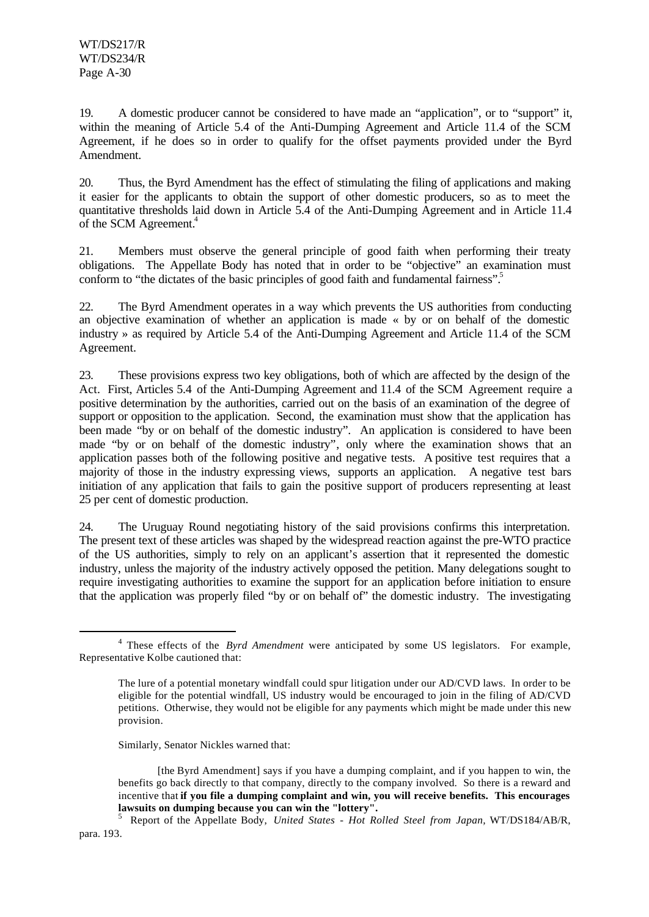19. A domestic producer cannot be considered to have made an "application", or to "support" it, within the meaning of Article 5.4 of the Anti-Dumping Agreement and Article 11.4 of the SCM Agreement, if he does so in order to qualify for the offset payments provided under the Byrd Amendment.

20. Thus, the Byrd Amendment has the effect of stimulating the filing of applications and making it easier for the applicants to obtain the support of other domestic producers, so as to meet the quantitative thresholds laid down in Article 5.4 of the Anti-Dumping Agreement and in Article 11.4 of the SCM Agreement.[4]

21. Members must observe the general principle of good faith when performing their treaty obligations. The Appellate Body has noted that in order to be "objective" an examination must conform to "the dictates of the basic principles of good faith and fundamental fairness".[5]

22. The Byrd Amendment operates in a way which prevents the US authorities from conducting an objective examination of whether an application is made « by or on behalf of the domestic industry » as required by Article 5.4 of the Anti-Dumping Agreement and Article 11.4 of the SCM Agreement.

23. These provisions express two key obligations, both of which are affected by the design of the Act. First, Articles 5.4 of the Anti-Dumping Agreement and 11.4 of the SCM Agreement require a positive determination by the authorities, carried out on the basis of an examination of the degree of support or opposition to the application. Second, the examination must show that the application has been made "by or on behalf of the domestic industry". An application is considered to have been made "by or on behalf of the domestic industry", only where the examination shows that an application passes both of the following positive and negative tests. A positive test requires that a majority of those in the industry expressing views, supports an application. A negative test bars initiation of any application that fails to gain the positive support of producers representing at least 25 per cent of domestic production.

24. The Uruguay Round negotiating history of the said provisions confirms this interpretation. The present text of these articles was shaped by the widespread reaction against the pre-WTO practice of the US authorities, simply to rely on an applicant's assertion that it represented the domestic industry, unless the majority of the industry actively opposed the petition. Many delegations sought to require investigating authorities to examine the support for an application before initiation to ensure that the application was properly filed "by or on behalf of" the domestic industry. The investigating

---

[4] These effects of the *Byrd Amendment* were anticipated by some US legislators. For example, Representative Kolbe cautioned that:

> The lure of a potential monetary windfall could spur litigation under our AD/CVD laws. In order to be eligible for the potential windfall, US industry would be encouraged to join in the filing of AD/CVD petitions. Otherwise, they would not be eligible for any payments which might be made under this new provision.

Similarly, Senator Nickles warned that:

> [the Byrd Amendment] says if you have a dumping complaint, and if you happen to win, the benefits go back directly to that company, directly to the company involved. So there is a reward and incentive that **if you file a dumping complaint and win, you will receive benefits. This encourages lawsuits on dumping because you can win the "lottery".**

[5] Report of the Appellate Body, *United States - Hot Rolled Steel from Japan*, WT/DS184/AB/R, para. 193.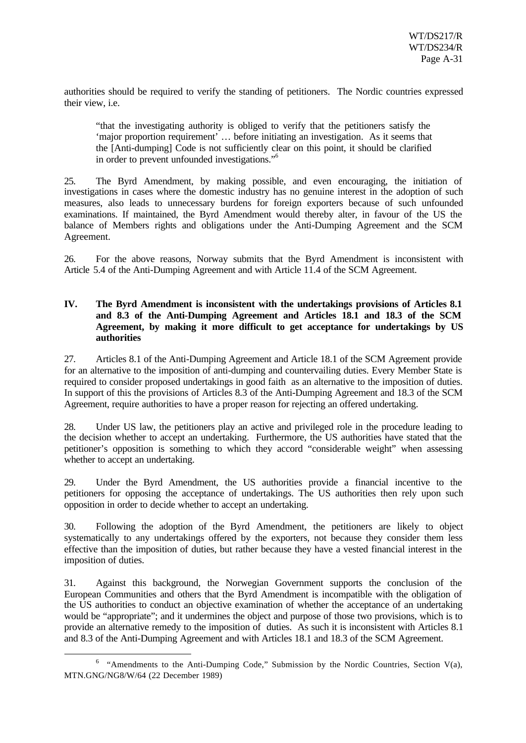authorities should be required to verify the standing of petitioners. The Nordic countries expressed their view, i.e.

> "that the investigating authority is obliged to verify that the petitioners satisfy the 'major proportion requirement' … before initiating an investigation. As it seems that the [Anti-dumping] Code is not sufficiently clear on this point, it should be clarified in order to prevent unfounded investigations."[6]

25. The Byrd Amendment, by making possible, and even encouraging, the initiation of investigations in cases where the domestic industry has no genuine interest in the adoption of such measures, also leads to unnecessary burdens for foreign exporters because of such unfounded examinations. If maintained, the Byrd Amendment would thereby alter, in favour of the US the balance of Members rights and obligations under the Anti-Dumping Agreement and the SCM Agreement.

26. For the above reasons, Norway submits that the Byrd Amendment is inconsistent with Article 5.4 of the Anti-Dumping Agreement and with Article 11.4 of the SCM Agreement.

## IV. The Byrd Amendment is inconsistent with the undertakings provisions of Articles 8.1 and 8.3 of the Anti-Dumping Agreement and Articles 18.1 and 18.3 of the SCM Agreement, by making it more difficult to get acceptance for undertakings by US authorities

27. Articles 8.1 of the Anti-Dumping Agreement and Article 18.1 of the SCM Agreement provide for an alternative to the imposition of anti-dumping and countervailing duties. Every Member State is required to consider proposed undertakings in good faith as an alternative to the imposition of duties. In support of this the provisions of Articles 8.3 of the Anti-Dumping Agreement and 18.3 of the SCM Agreement, require authorities to have a proper reason for rejecting an offered undertaking.

28. Under US law, the petitioners play an active and privileged role in the procedure leading to the decision whether to accept an undertaking. Furthermore, the US authorities have stated that the petitioner's opposition is something to which they accord "considerable weight" when assessing whether to accept an undertaking.

29. Under the Byrd Amendment, the US authorities provide a financial incentive to the petitioners for opposing the acceptance of undertakings. The US authorities then rely upon such opposition in order to decide whether to accept an undertaking.

30. Following the adoption of the Byrd Amendment, the petitioners are likely to object systematically to any undertakings offered by the exporters, not because they consider them less effective than the imposition of duties, but rather because they have a vested financial interest in the imposition of duties.

31. Against this background, the Norwegian Government supports the conclusion of the European Communities and others that the Byrd Amendment is incompatible with the obligation of the US authorities to conduct an objective examination of whether the acceptance of an undertaking would be "appropriate"; and it undermines the object and purpose of those two provisions, which is to provide an alternative remedy to the imposition of duties. As such it is inconsistent with Articles 8.1 and 8.3 of the Anti-Dumping Agreement and with Articles 18.1 and 18.3 of the SCM Agreement.

---

[6] "Amendments to the Anti-Dumping Code," Submission by the Nordic Countries, Section V(a), MTN.GNG/NG8/W/64 (22 December 1989)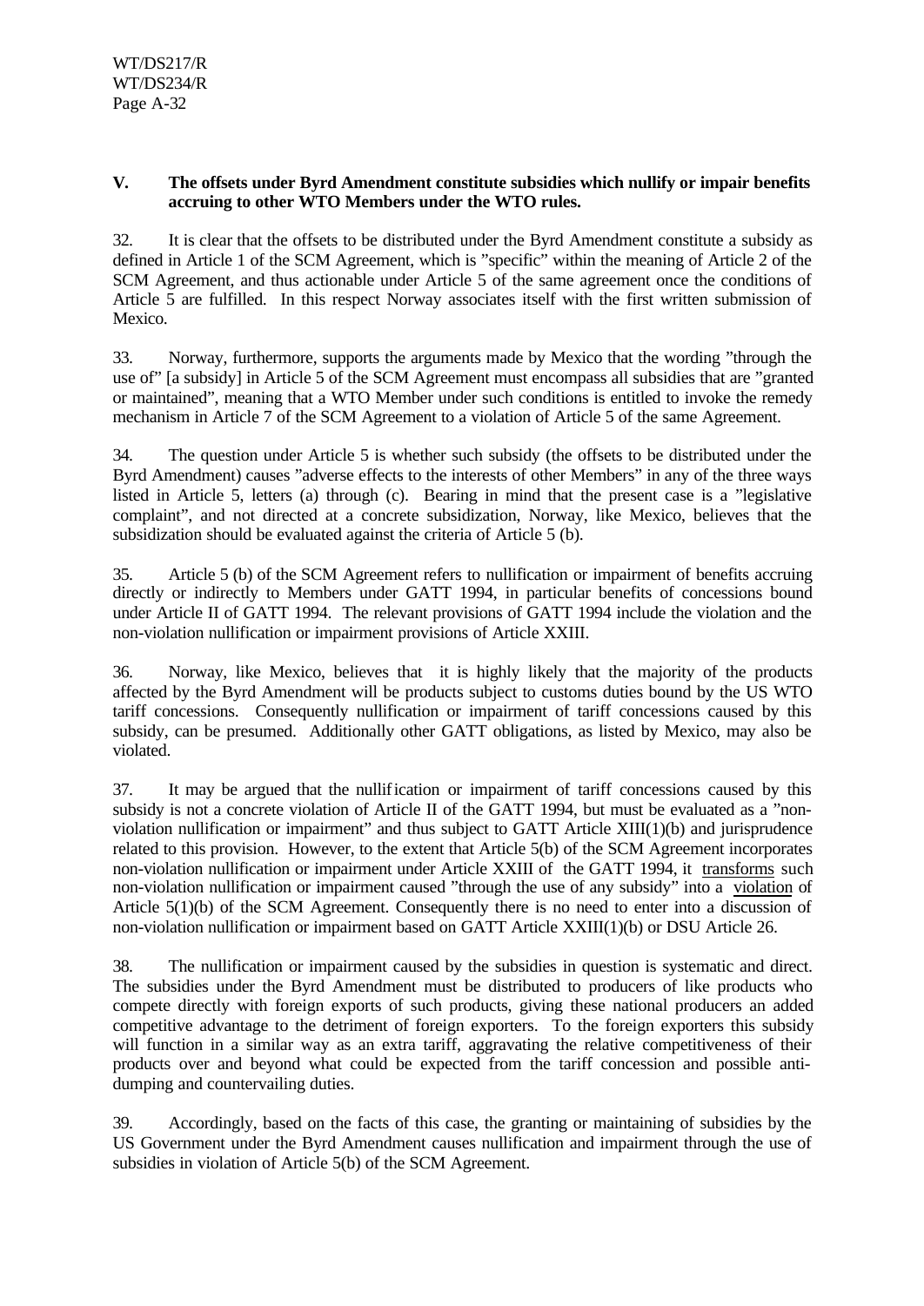## V. The offsets under Byrd Amendment constitute subsidies which nullify or impair benefits accruing to other WTO Members under the WTO rules.

32. It is clear that the offsets to be distributed under the Byrd Amendment constitute a subsidy as defined in Article 1 of the SCM Agreement, which is "specific" within the meaning of Article 2 of the SCM Agreement, and thus actionable under Article 5 of the same agreement once the conditions of Article 5 are fulfilled. In this respect Norway associates itself with the first written submission of Mexico.

33. Norway, furthermore, supports the arguments made by Mexico that the wording "through the use of" [a subsidy] in Article 5 of the SCM Agreement must encompass all subsidies that are "granted or maintained", meaning that a WTO Member under such conditions is entitled to invoke the remedy mechanism in Article 7 of the SCM Agreement to a violation of Article 5 of the same Agreement.

34. The question under Article 5 is whether such subsidy (the offsets to be distributed under the Byrd Amendment) causes "adverse effects to the interests of other Members" in any of the three ways listed in Article 5, letters (a) through (c). Bearing in mind that the present case is a "legislative complaint", and not directed at a concrete subsidization, Norway, like Mexico, believes that the subsidization should be evaluated against the criteria of Article 5 (b).

35. Article 5 (b) of the SCM Agreement refers to nullification or impairment of benefits accruing directly or indirectly to Members under GATT 1994, in particular benefits of concessions bound under Article II of GATT 1994. The relevant provisions of GATT 1994 include the violation and the non-violation nullification or impairment provisions of Article XXIII.

36. Norway, like Mexico, believes that it is highly likely that the majority of the products affected by the Byrd Amendment will be products subject to customs duties bound by the US WTO tariff concessions. Consequently nullification or impairment of tariff concessions caused by this subsidy, can be presumed. Additionally other GATT obligations, as listed by Mexico, may also be violated.

37. It may be argued that the nullification or impairment of tariff concessions caused by this subsidy is not a concrete violation of Article II of the GATT 1994, but must be evaluated as a "non-violation nullification or impairment" and thus subject to GATT Article XIII(1)(b) and jurisprudence related to this provision. However, to the extent that Article 5(b) of the SCM Agreement incorporates non-violation nullification or impairment under Article XXIII of the GATT 1994, it transforms such non-violation nullification or impairment caused "through the use of any subsidy" into a violation of Article 5(1)(b) of the SCM Agreement. Consequently there is no need to enter into a discussion of non-violation nullification or impairment based on GATT Article XXIII(1)(b) or DSU Article 26.

38. The nullification or impairment caused by the subsidies in question is systematic and direct. The subsidies under the Byrd Amendment must be distributed to producers of like products who compete directly with foreign exports of such products, giving these national producers an added competitive advantage to the detriment of foreign exporters. To the foreign exporters this subsidy will function in a similar way as an extra tariff, aggravating the relative competitiveness of their products over and beyond what could be expected from the tariff concession and possible anti-dumping and countervailing duties.

39. Accordingly, based on the facts of this case, the granting or maintaining of subsidies by the US Government under the Byrd Amendment causes nullification and impairment through the use of subsidies in violation of Article 5(b) of the SCM Agreement.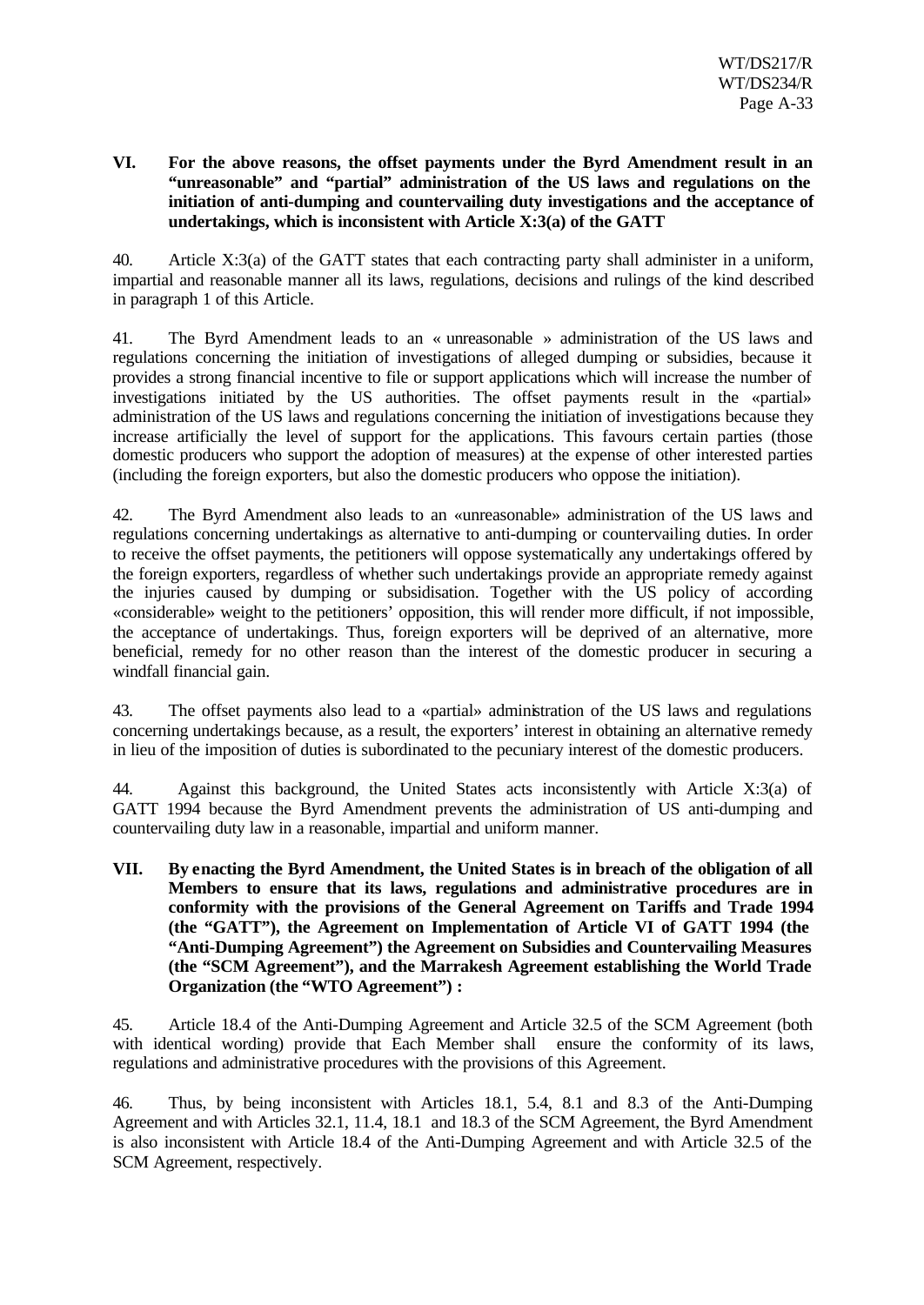**VI. For the above reasons, the offset payments under the Byrd Amendment result in an "unreasonable" and "partial" administration of the US laws and regulations on the initiation of anti-dumping and countervailing duty investigations and the acceptance of undertakings, which is inconsistent with Article X:3(a) of the GATT**

40. Article X:3(a) of the GATT states that each contracting party shall administer in a uniform, impartial and reasonable manner all its laws, regulations, decisions and rulings of the kind described in paragraph 1 of this Article.

41. The Byrd Amendment leads to an « unreasonable » administration of the US laws and regulations concerning the initiation of investigations of alleged dumping or subsidies, because it provides a strong financial incentive to file or support applications which will increase the number of investigations initiated by the US authorities. The offset payments result in the «partial» administration of the US laws and regulations concerning the initiation of investigations because they increase artificially the level of support for the applications. This favours certain parties (those domestic producers who support the adoption of measures) at the expense of other interested parties (including the foreign exporters, but also the domestic producers who oppose the initiation).

42. The Byrd Amendment also leads to an «unreasonable» administration of the US laws and regulations concerning undertakings as alternative to anti-dumping or countervailing duties. In order to receive the offset payments, the petitioners will oppose systematically any undertakings offered by the foreign exporters, regardless of whether such undertakings provide an appropriate remedy against the injuries caused by dumping or subsidisation. Together with the US policy of according «considerable» weight to the petitioners' opposition, this will render more difficult, if not impossible, the acceptance of undertakings. Thus, foreign exporters will be deprived of an alternative, more beneficial, remedy for no other reason than the interest of the domestic producer in securing a windfall financial gain.

43. The offset payments also lead to a «partial» administration of the US laws and regulations concerning undertakings because, as a result, the exporters' interest in obtaining an alternative remedy in lieu of the imposition of duties is subordinated to the pecuniary interest of the domestic producers.

44. Against this background, the United States acts inconsistently with Article X:3(a) of GATT 1994 because the Byrd Amendment prevents the administration of US anti-dumping and countervailing duty law in a reasonable, impartial and uniform manner.

**VII. By enacting the Byrd Amendment, the United States is in breach of the obligation of all Members to ensure that its laws, regulations and administrative procedures are in conformity with the provisions of the General Agreement on Tariffs and Trade 1994 (the "GATT"), the Agreement on Implementation of Article VI of GATT 1994 (the "Anti-Dumping Agreement") the Agreement on Subsidies and Countervailing Measures (the "SCM Agreement"), and the Marrakesh Agreement establishing the World Trade Organization (the "WTO Agreement") :**

45. Article 18.4 of the Anti-Dumping Agreement and Article 32.5 of the SCM Agreement (both with identical wording) provide that Each Member shall ensure the conformity of its laws, regulations and administrative procedures with the provisions of this Agreement.

46. Thus, by being inconsistent with Articles 18.1, 5.4, 8.1 and 8.3 of the Anti-Dumping Agreement and with Articles 32.1, 11.4, 18.1 and 18.3 of the SCM Agreement, the Byrd Amendment is also inconsistent with Article 18.4 of the Anti-Dumping Agreement and with Article 32.5 of the SCM Agreement, respectively.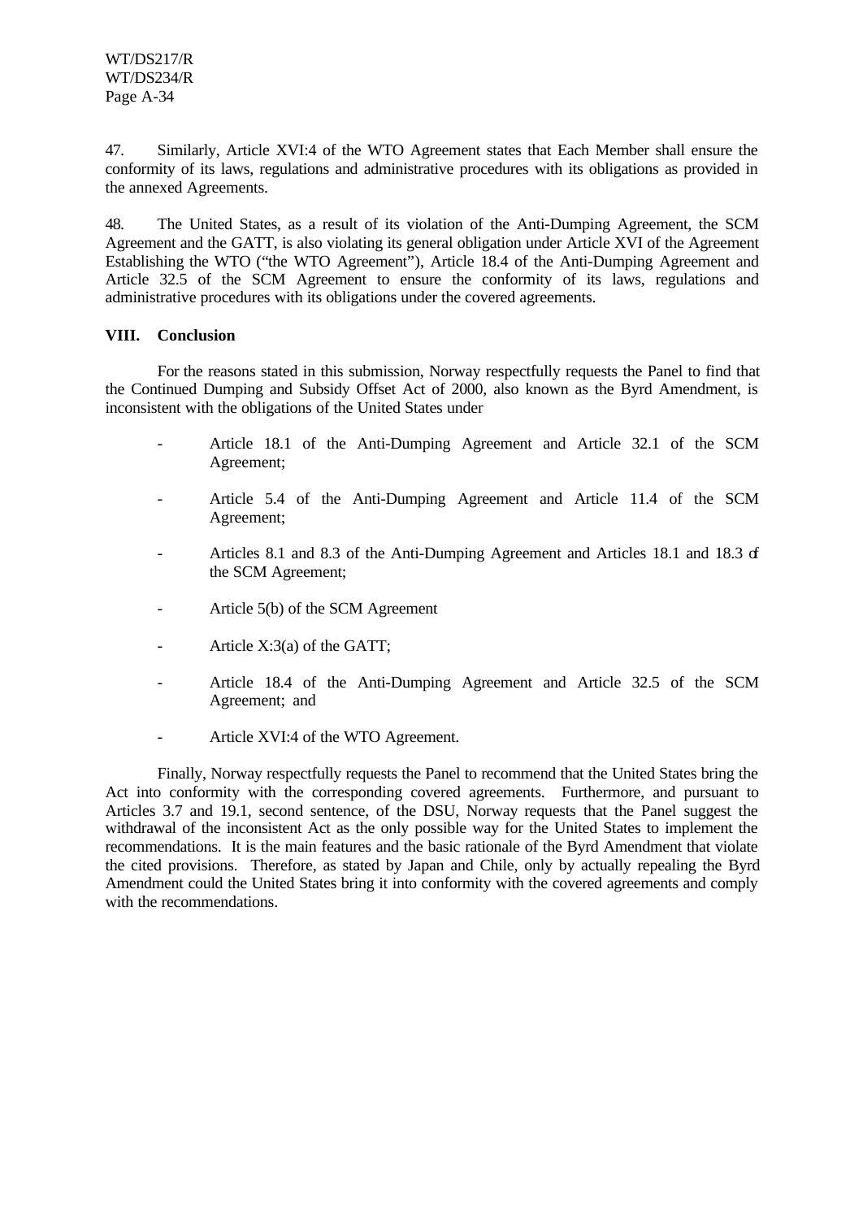47. Similarly, Article XVI:4 of the WTO Agreement states that Each Member shall ensure the conformity of its laws, regulations and administrative procedures with its obligations as provided in the annexed Agreements.

48. The United States, as a result of its violation of the Anti-Dumping Agreement, the SCM Agreement and the GATT, is also violating its general obligation under Article XVI of the Agreement Establishing the WTO ("the WTO Agreement"), Article 18.4 of the Anti-Dumping Agreement and Article 32.5 of the SCM Agreement to ensure the conformity of its laws, regulations and administrative procedures with its obligations under the covered agreements.

## VIII. Conclusion

For the reasons stated in this submission, Norway respectfully requests the Panel to find that the Continued Dumping and Subsidy Offset Act of 2000, also known as the Byrd Amendment, is inconsistent with the obligations of the United States under

- Article 18.1 of the Anti-Dumping Agreement and Article 32.1 of the SCM Agreement;
- Article 5.4 of the Anti-Dumping Agreement and Article 11.4 of the SCM Agreement;
- Articles 8.1 and 8.3 of the Anti-Dumping Agreement and Articles 18.1 and 18.3 of the SCM Agreement;
- Article 5(b) of the SCM Agreement
- Article X:3(a) of the GATT;
- Article 18.4 of the Anti-Dumping Agreement and Article 32.5 of the SCM Agreement; and
- Article XVI:4 of the WTO Agreement.

Finally, Norway respectfully requests the Panel to recommend that the United States bring the Act into conformity with the corresponding covered agreements. Furthermore, and pursuant to Articles 3.7 and 19.1, second sentence, of the DSU, Norway requests that the Panel suggest the withdrawal of the inconsistent Act as the only possible way for the United States to implement the recommendations. It is the main features and the basic rationale of the Byrd Amendment that violate the cited provisions. Therefore, as stated by Japan and Chile, only by actually repealing the Byrd Amendment could the United States bring it into conformity with the covered agreements and comply with the recommendations.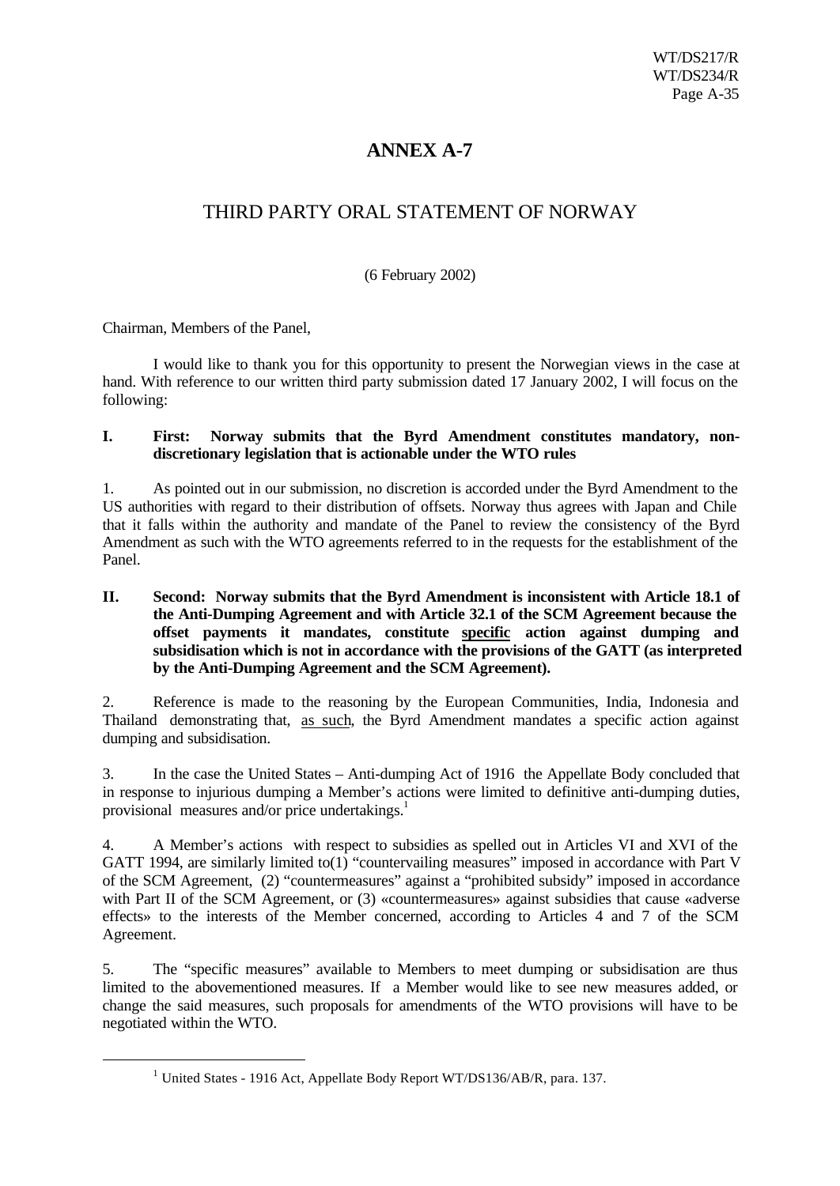# ANNEX A-7

## THIRD PARTY ORAL STATEMENT OF NORWAY

(6 February 2002)

Chairman, Members of the Panel,

I would like to thank you for this opportunity to present the Norwegian views in the case at hand. With reference to our written third party submission dated 17 January 2002, I will focus on the following:

### I. First: Norway submits that the Byrd Amendment constitutes mandatory, non-discretionary legislation that is actionable under the WTO rules

1. As pointed out in our submission, no discretion is accorded under the Byrd Amendment to the US authorities with regard to their distribution of offsets. Norway thus agrees with Japan and Chile that it falls within the authority and mandate of the Panel to review the consistency of the Byrd Amendment as such with the WTO agreements referred to in the requests for the establishment of the Panel.

### II. Second: Norway submits that the Byrd Amendment is inconsistent with Article 18.1 of the Anti-Dumping Agreement and with Article 32.1 of the SCM Agreement because the offset payments it mandates, constitute <u>specific</u> action against dumping and subsidisation which is not in accordance with the provisions of the GATT (as interpreted by the Anti-Dumping Agreement and the SCM Agreement).

2. Reference is made to the reasoning by the European Communities, India, Indonesia and Thailand demonstrating that, <u>as such</u>, the Byrd Amendment mandates a specific action against dumping and subsidisation.

3. In the case the United States – Anti-dumping Act of 1916 the Appellate Body concluded that in response to injurious dumping a Member's actions were limited to definitive anti-dumping duties, provisional measures and/or price undertakings.[1]

4. A Member's actions with respect to subsidies as spelled out in Articles VI and XVI of the GATT 1994, are similarly limited to(1) "countervailing measures" imposed in accordance with Part V of the SCM Agreement, (2) "countermeasures" against a "prohibited subsidy" imposed in accordance with Part II of the SCM Agreement, or (3) «countermeasures» against subsidies that cause «adverse effects» to the interests of the Member concerned, according to Articles 4 and 7 of the SCM Agreement.

5. The "specific measures" available to Members to meet dumping or subsidisation are thus limited to the abovementioned measures. If a Member would like to see new measures added, or change the said measures, such proposals for amendments of the WTO provisions will have to be negotiated within the WTO.

---

[1] United States - 1916 Act, Appellate Body Report WT/DS136/AB/R, para. 137.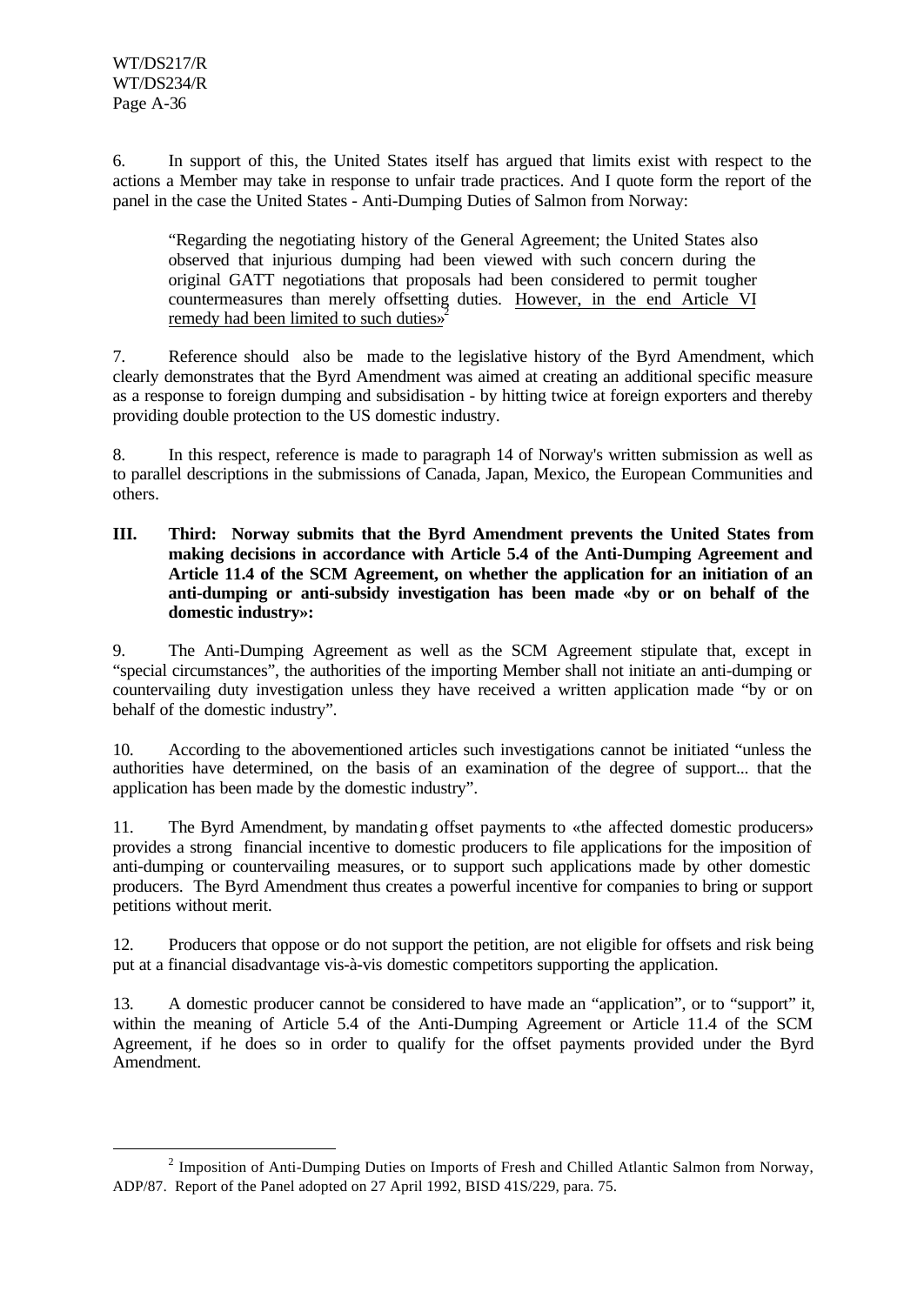6. In support of this, the United States itself has argued that limits exist with respect to the actions a Member may take in response to unfair trade practices. And I quote form the report of the panel in the case the United States - Anti-Dumping Duties of Salmon from Norway:

> "Regarding the negotiating history of the General Agreement; the United States also observed that injurious dumping had been viewed with such concern during the original GATT negotiations that proposals had been considered to permit tougher countermeasures than merely offsetting duties. However, in the end Article VI remedy had been limited to such duties»[2]

7. Reference should also be made to the legislative history of the Byrd Amendment, which clearly demonstrates that the Byrd Amendment was aimed at creating an additional specific measure as a response to foreign dumping and subsidisation - by hitting twice at foreign exporters and thereby providing double protection to the US domestic industry.

8. In this respect, reference is made to paragraph 14 of Norway's written submission as well as to parallel descriptions in the submissions of Canada, Japan, Mexico, the European Communities and others.

**III. Third: Norway submits that the Byrd Amendment prevents the United States from making decisions in accordance with Article 5.4 of the Anti-Dumping Agreement and Article 11.4 of the SCM Agreement, on whether the application for an initiation of an anti-dumping or anti-subsidy investigation has been made «by or on behalf of the domestic industry»:**

9. The Anti-Dumping Agreement as well as the SCM Agreement stipulate that, except in "special circumstances", the authorities of the importing Member shall not initiate an anti-dumping or countervailing duty investigation unless they have received a written application made "by or on behalf of the domestic industry".

10. According to the abovementioned articles such investigations cannot be initiated "unless the authorities have determined, on the basis of an examination of the degree of support... that the application has been made by the domestic industry".

11. The Byrd Amendment, by mandating offset payments to «the affected domestic producers» provides a strong financial incentive to domestic producers to file applications for the imposition of anti-dumping or countervailing measures, or to support such applications made by other domestic producers. The Byrd Amendment thus creates a powerful incentive for companies to bring or support petitions without merit.

12. Producers that oppose or do not support the petition, are not eligible for offsets and risk being put at a financial disadvantage vis-à-vis domestic competitors supporting the application.

13. A domestic producer cannot be considered to have made an "application", or to "support" it, within the meaning of Article 5.4 of the Anti-Dumping Agreement or Article 11.4 of the SCM Agreement, if he does so in order to qualify for the offset payments provided under the Byrd Amendment.

---

[2] Imposition of Anti-Dumping Duties on Imports of Fresh and Chilled Atlantic Salmon from Norway, ADP/87. Report of the Panel adopted on 27 April 1992, BISD 41S/229, para. 75.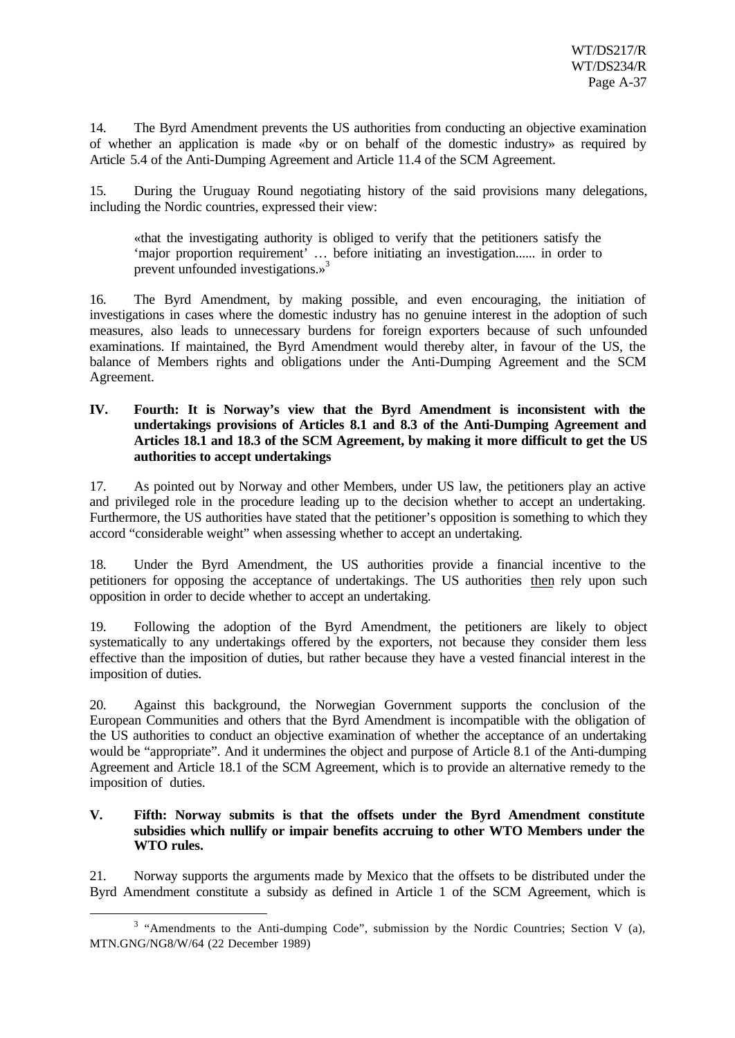14. The Byrd Amendment prevents the US authorities from conducting an objective examination of whether an application is made «by or on behalf of the domestic industry» as required by Article 5.4 of the Anti-Dumping Agreement and Article 11.4 of the SCM Agreement.

15. During the Uruguay Round negotiating history of the said provisions many delegations, including the Nordic countries, expressed their view:

> «that the investigating authority is obliged to verify that the petitioners satisfy the 'major proportion requirement' … before initiating an investigation...... in order to prevent unfounded investigations.»[3]

16. The Byrd Amendment, by making possible, and even encouraging, the initiation of investigations in cases where the domestic industry has no genuine interest in the adoption of such measures, also leads to unnecessary burdens for foreign exporters because of such unfounded examinations. If maintained, the Byrd Amendment would thereby alter, in favour of the US, the balance of Members rights and obligations under the Anti-Dumping Agreement and the SCM Agreement.

## IV. Fourth: It is Norway's view that the Byrd Amendment is inconsistent with the undertakings provisions of Articles 8.1 and 8.3 of the Anti-Dumping Agreement and Articles 18.1 and 18.3 of the SCM Agreement, by making it more difficult to get the US authorities to accept undertakings

17. As pointed out by Norway and other Members, under US law, the petitioners play an active and privileged role in the procedure leading up to the decision whether to accept an undertaking. Furthermore, the US authorities have stated that the petitioner's opposition is something to which they accord "considerable weight" when assessing whether to accept an undertaking.

18. Under the Byrd Amendment, the US authorities provide a financial incentive to the petitioners for opposing the acceptance of undertakings. The US authorities then rely upon such opposition in order to decide whether to accept an undertaking.

19. Following the adoption of the Byrd Amendment, the petitioners are likely to object systematically to any undertakings offered by the exporters, not because they consider them less effective than the imposition of duties, but rather because they have a vested financial interest in the imposition of duties.

20. Against this background, the Norwegian Government supports the conclusion of the European Communities and others that the Byrd Amendment is incompatible with the obligation of the US authorities to conduct an objective examination of whether the acceptance of an undertaking would be "appropriate". And it undermines the object and purpose of Article 8.1 of the Anti-dumping Agreement and Article 18.1 of the SCM Agreement, which is to provide an alternative remedy to the imposition of duties.

## V. Fifth: Norway submits is that the offsets under the Byrd Amendment constitute subsidies which nullify or impair benefits accruing to other WTO Members under the WTO rules.

21. Norway supports the arguments made by Mexico that the offsets to be distributed under the Byrd Amendment constitute a subsidy as defined in Article 1 of the SCM Agreement, which is

---

[3] "Amendments to the Anti-dumping Code", submission by the Nordic Countries; Section V (a), MTN.GNG/NG8/W/64 (22 December 1989)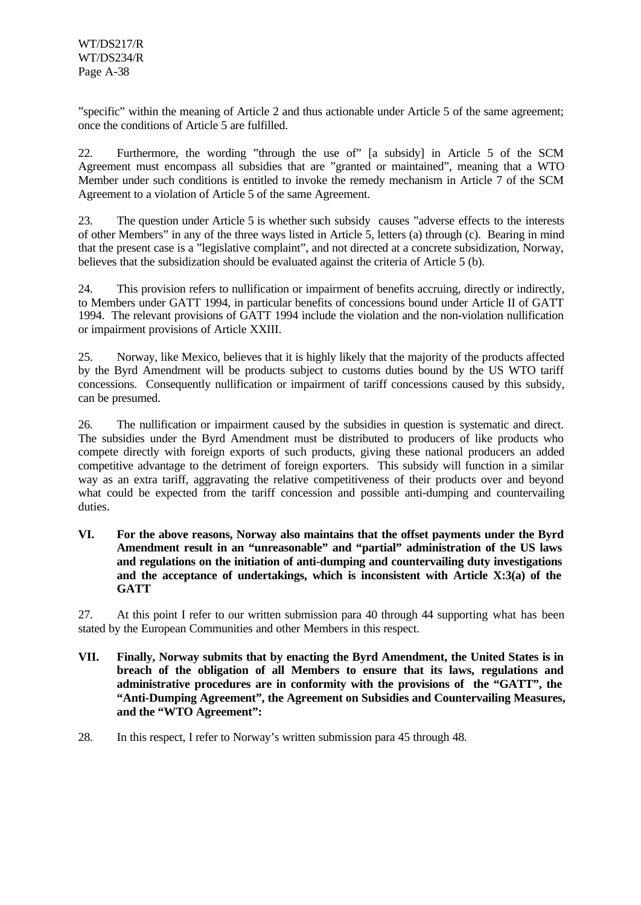"specific" within the meaning of Article 2 and thus actionable under Article 5 of the same agreement; once the conditions of Article 5 are fulfilled.

22. Furthermore, the wording "through the use of" [a subsidy] in Article 5 of the SCM Agreement must encompass all subsidies that are "granted or maintained", meaning that a WTO Member under such conditions is entitled to invoke the remedy mechanism in Article 7 of the SCM Agreement to a violation of Article 5 of the same Agreement.

23. The question under Article 5 is whether such subsidy causes "adverse effects to the interests of other Members" in any of the three ways listed in Article 5, letters (a) through (c). Bearing in mind that the present case is a "legislative complaint", and not directed at a concrete subsidization, Norway, believes that the subsidization should be evaluated against the criteria of Article 5 (b).

24. This provision refers to nullification or impairment of benefits accruing, directly or indirectly, to Members under GATT 1994, in particular benefits of concessions bound under Article II of GATT 1994. The relevant provisions of GATT 1994 include the violation and the non-violation nullification or impairment provisions of Article XXIII.

25. Norway, like Mexico, believes that it is highly likely that the majority of the products affected by the Byrd Amendment will be products subject to customs duties bound by the US WTO tariff concessions. Consequently nullification or impairment of tariff concessions caused by this subsidy, can be presumed.

26. The nullification or impairment caused by the subsidies in question is systematic and direct. The subsidies under the Byrd Amendment must be distributed to producers of like products who compete directly with foreign exports of such products, giving these national producers an added competitive advantage to the detriment of foreign exporters. This subsidy will function in a similar way as an extra tariff, aggravating the relative competitiveness of their products over and beyond what could be expected from the tariff concession and possible anti-dumping and countervailing duties.

**VI. For the above reasons, Norway also maintains that the offset payments under the Byrd Amendment result in an "unreasonable" and "partial" administration of the US laws and regulations on the initiation of anti-dumping and countervailing duty investigations and the acceptance of undertakings, which is inconsistent with Article X:3(a) of the GATT**

27. At this point I refer to our written submission para 40 through 44 supporting what has been stated by the European Communities and other Members in this respect.

**VII. Finally, Norway submits that by enacting the Byrd Amendment, the United States is in breach of the obligation of all Members to ensure that its laws, regulations and administrative procedures are in conformity with the provisions of the "GATT", the "Anti-Dumping Agreement", the Agreement on Subsidies and Countervailing Measures, and the "WTO Agreement":**

28. In this respect, I refer to Norway's written submission para 45 through 48.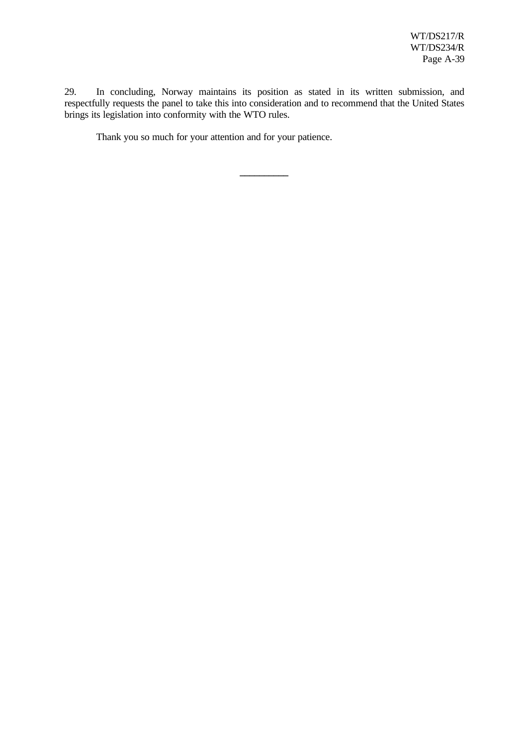29. In concluding, Norway maintains its position as stated in its written submission, and respectfully requests the panel to take this into consideration and to recommend that the United States brings its legislation into conformity with the WTO rules.

Thank you so much for your attention and for your patience.

\_\_\_\_\_\_\_\_\_\_